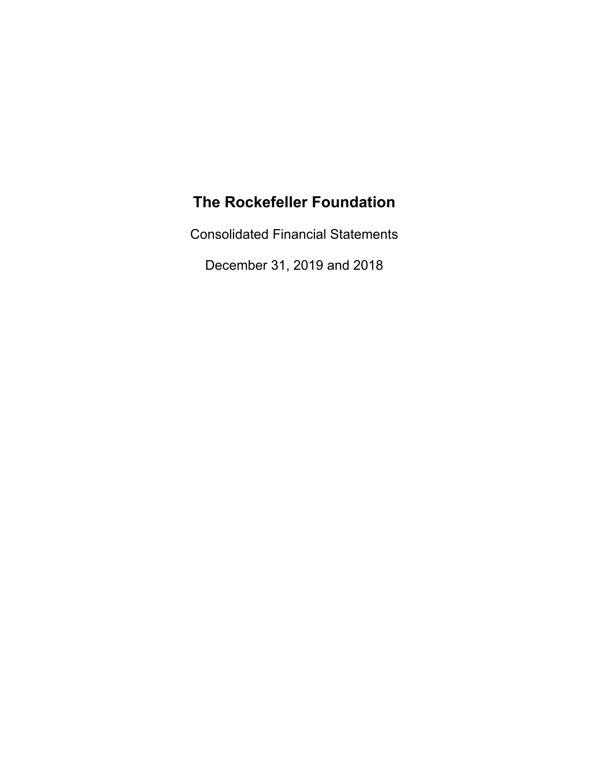# The Rockefeller Foundation

Consolidated Financial Statements

December 31, 2019 and 2018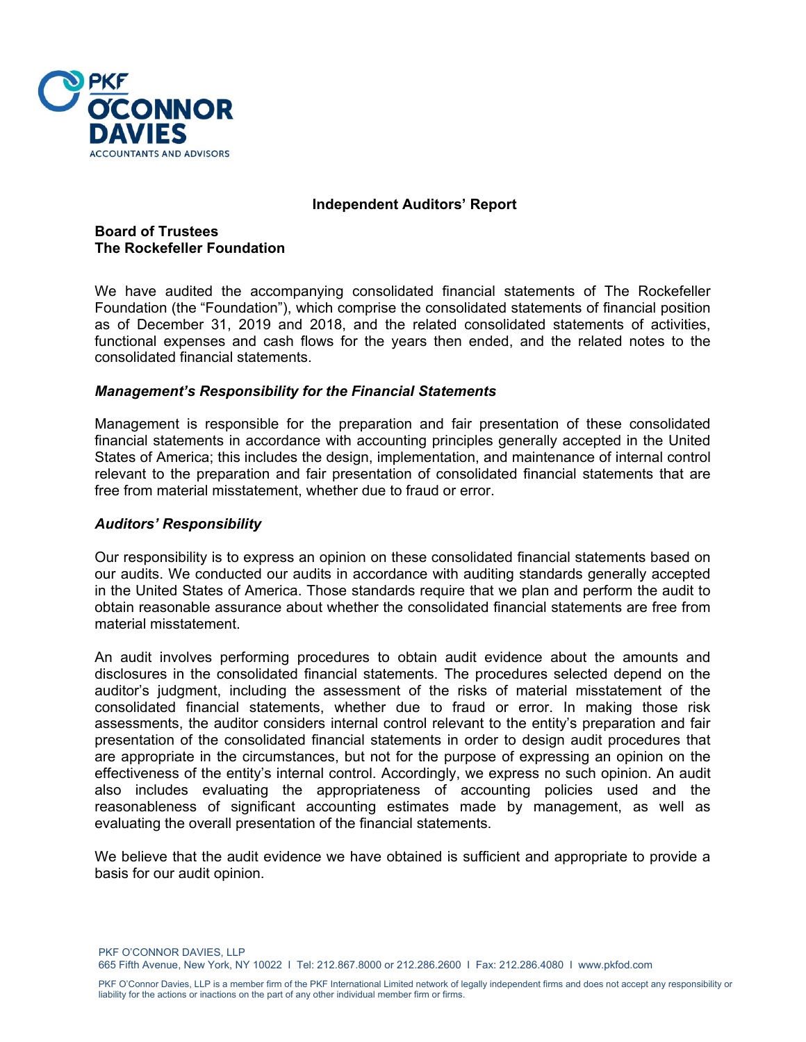**PKF O'CONNOR DAVIES**
ACCOUNTANTS AND ADVISORS

## Independent Auditors' Report

**Board of Trustees**
**The Rockefeller Foundation**

We have audited the accompanying consolidated financial statements of The Rockefeller Foundation (the "Foundation"), which comprise the consolidated statements of financial position as of December 31, 2019 and 2018, and the related consolidated statements of activities, functional expenses and cash flows for the years then ended, and the related notes to the consolidated financial statements.

### *Management's Responsibility for the Financial Statements*

Management is responsible for the preparation and fair presentation of these consolidated financial statements in accordance with accounting principles generally accepted in the United States of America; this includes the design, implementation, and maintenance of internal control relevant to the preparation and fair presentation of consolidated financial statements that are free from material misstatement, whether due to fraud or error.

### *Auditors' Responsibility*

Our responsibility is to express an opinion on these consolidated financial statements based on our audits. We conducted our audits in accordance with auditing standards generally accepted in the United States of America. Those standards require that we plan and perform the audit to obtain reasonable assurance about whether the consolidated financial statements are free from material misstatement.

An audit involves performing procedures to obtain audit evidence about the amounts and disclosures in the consolidated financial statements. The procedures selected depend on the auditor's judgment, including the assessment of the risks of material misstatement of the consolidated financial statements, whether due to fraud or error. In making those risk assessments, the auditor considers internal control relevant to the entity's preparation and fair presentation of the consolidated financial statements in order to design audit procedures that are appropriate in the circumstances, but not for the purpose of expressing an opinion on the effectiveness of the entity's internal control. Accordingly, we express no such opinion. An audit also includes evaluating the appropriateness of accounting policies used and the reasonableness of significant accounting estimates made by management, as well as evaluating the overall presentation of the financial statements.

We believe that the audit evidence we have obtained is sufficient and appropriate to provide a basis for our audit opinion.

PKF O'CONNOR DAVIES, LLP
665 Fifth Avenue, New York, NY 10022 I Tel: 212.867.8000 or 212.286.2600 I Fax: 212.286.4080 I www.pkfod.com

PKF O'Connor Davies, LLP is a member firm of the PKF International Limited network of legally independent firms and does not accept any responsibility or liability for the actions or inactions on the part of any other individual member firm or firms.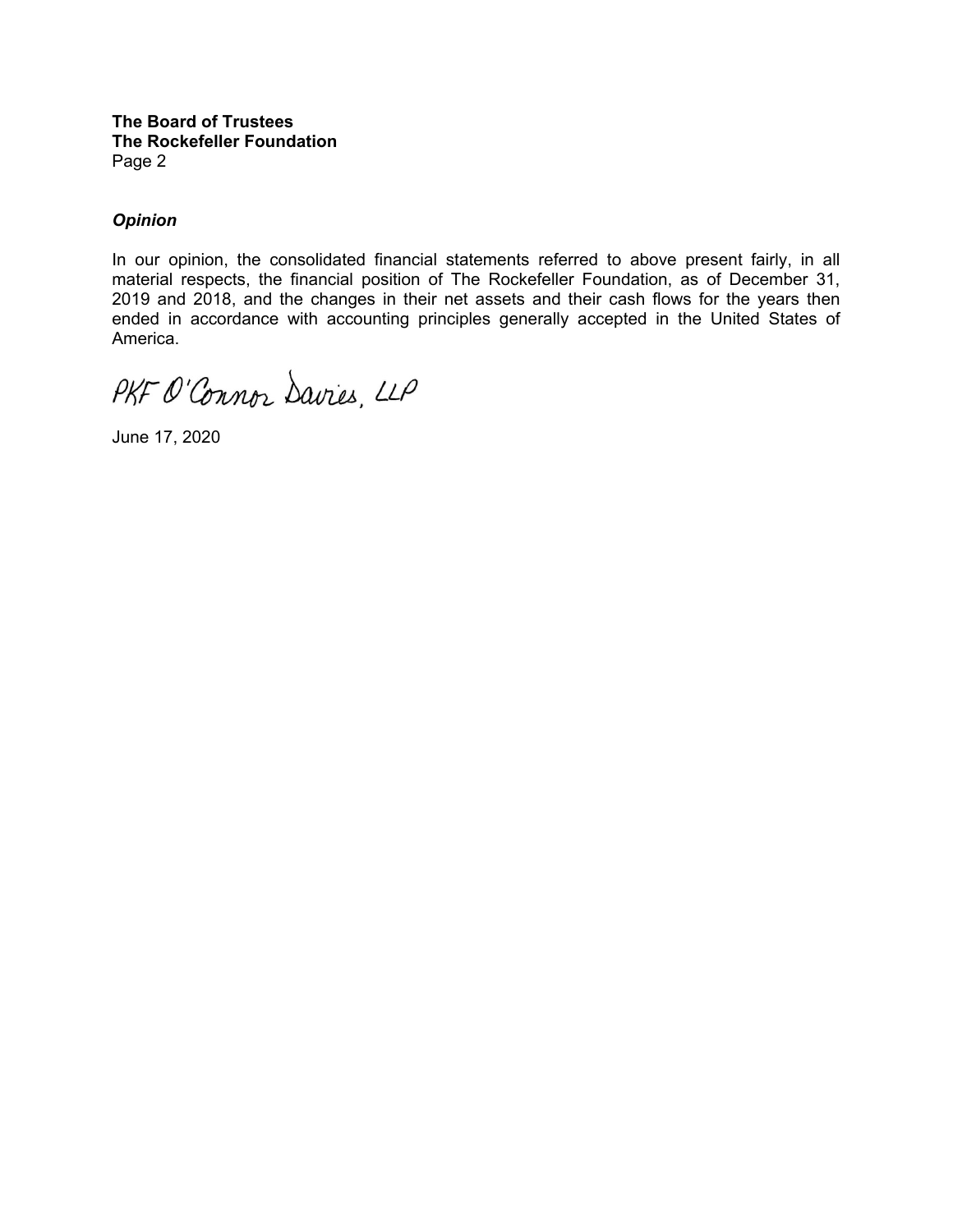**The Board of Trustees**
**The Rockefeller Foundation**
Page 2

***Opinion***

In our opinion, the consolidated financial statements referred to above present fairly, in all material respects, the financial position of The Rockefeller Foundation, as of December 31, 2019 and 2018, and the changes in their net assets and their cash flows for the years then ended in accordance with accounting principles generally accepted in the United States of America.

PKF O'Connor Davies, LLP

June 17, 2020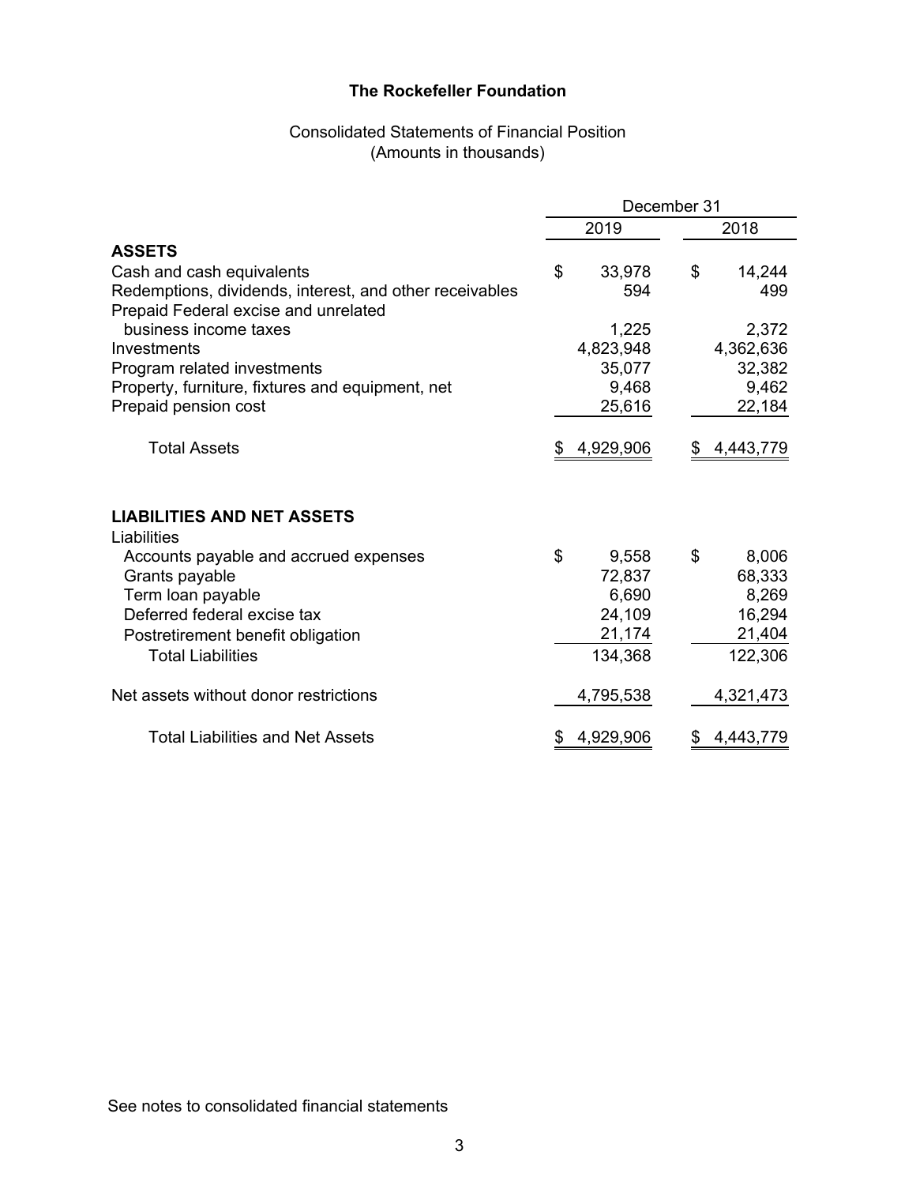# The Rockefeller Foundation

## Consolidated Statements of Financial Position
(Amounts in thousands)

| | December 31 | |
|---|---|---|
| | 2019 | 2018 |
| **ASSETS** | | |
| Cash and cash equivalents | $ 33,978 | $ 14,244 |
| Redemptions, dividends, interest, and other receivables | 594 | 499 |
| Prepaid Federal excise and unrelated business income taxes | 1,225 | 2,372 |
| Investments | 4,823,948 | 4,362,636 |
| Program related investments | 35,077 | 32,382 |
| Property, furniture, fixtures and equipment, net | 9,468 | 9,462 |
| Prepaid pension cost | 25,616 | 22,184 |
| Total Assets | $ 4,929,906 | $ 4,443,779 |
| **LIABILITIES AND NET ASSETS** | | |
| Liabilities | | |
| Accounts payable and accrued expenses | $ 9,558 | $ 8,006 |
| Grants payable | 72,837 | 68,333 |
| Term loan payable | 6,690 | 8,269 |
| Deferred federal excise tax | 24,109 | 16,294 |
| Postretirement benefit obligation | 21,174 | 21,404 |
| Total Liabilities | 134,368 | 122,306 |
| Net assets without donor restrictions | 4,795,538 | 4,321,473 |
| Total Liabilities and Net Assets | $ 4,929,906 | $ 4,443,779 |

See notes to consolidated financial statements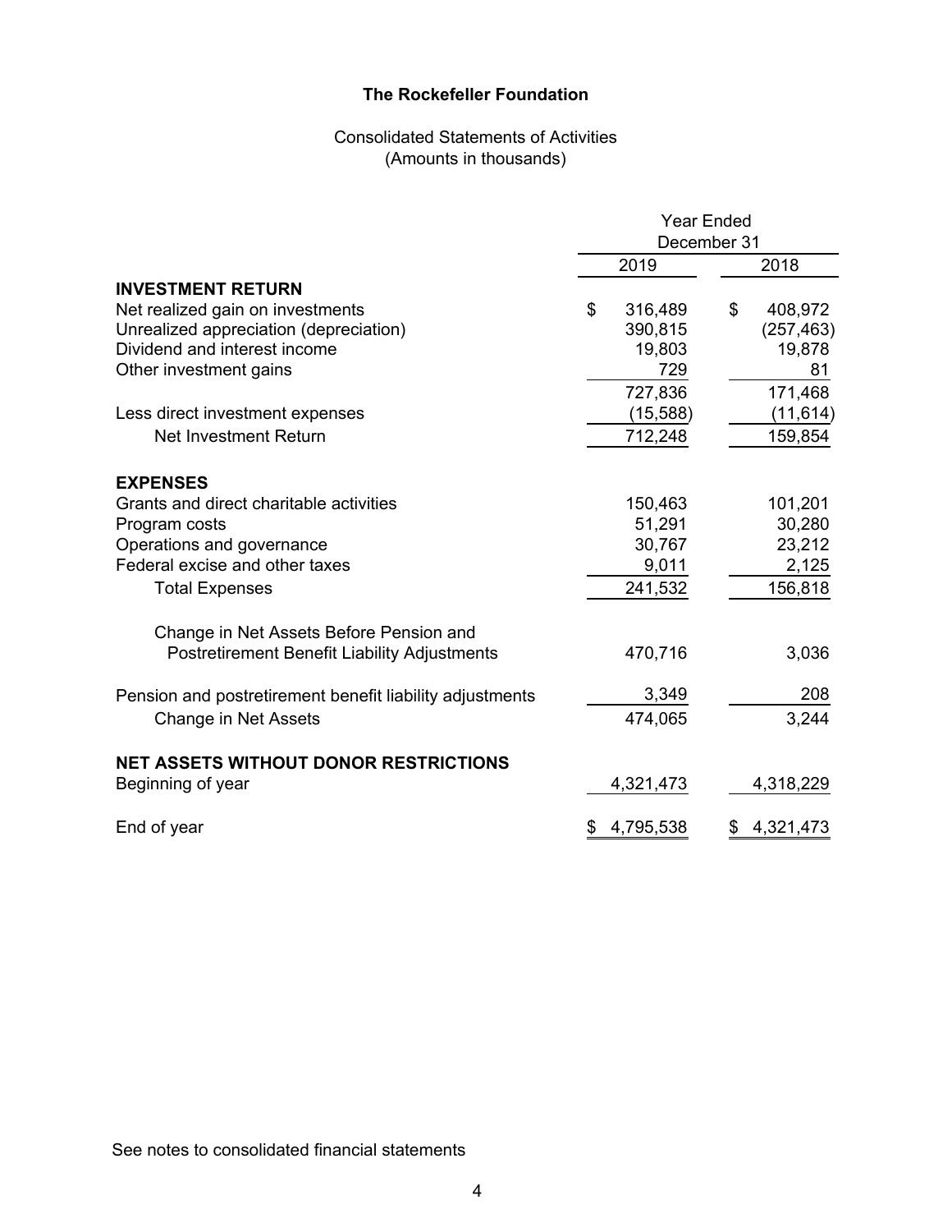# The Rockefeller Foundation

## Consolidated Statements of Activities
(Amounts in thousands)

| | Year Ended December 31 | |
|---|---|---|
| | 2019 | 2018 |
| **INVESTMENT RETURN** | | |
| Net realized gain on investments | $ 316,489 | $ 408,972 |
| Unrealized appreciation (depreciation) | 390,815 | (257,463) |
| Dividend and interest income | 19,803 | 19,878 |
| Other investment gains | 729 | 81 |
| | 727,836 | 171,468 |
| Less direct investment expenses | (15,588) | (11,614) |
| Net Investment Return | 712,248 | 159,854 |
| **EXPENSES** | | |
| Grants and direct charitable activities | 150,463 | 101,201 |
| Program costs | 51,291 | 30,280 |
| Operations and governance | 30,767 | 23,212 |
| Federal excise and other taxes | 9,011 | 2,125 |
| Total Expenses | 241,532 | 156,818 |
| Change in Net Assets Before Pension and Postretirement Benefit Liability Adjustments | 470,716 | 3,036 |
| Pension and postretirement benefit liability adjustments | 3,349 | 208 |
| Change in Net Assets | 474,065 | 3,244 |
| **NET ASSETS WITHOUT DONOR RESTRICTIONS** | | |
| Beginning of year | 4,321,473 | 4,318,229 |
| End of year | $ 4,795,538 | $ 4,321,473 |

See notes to consolidated financial statements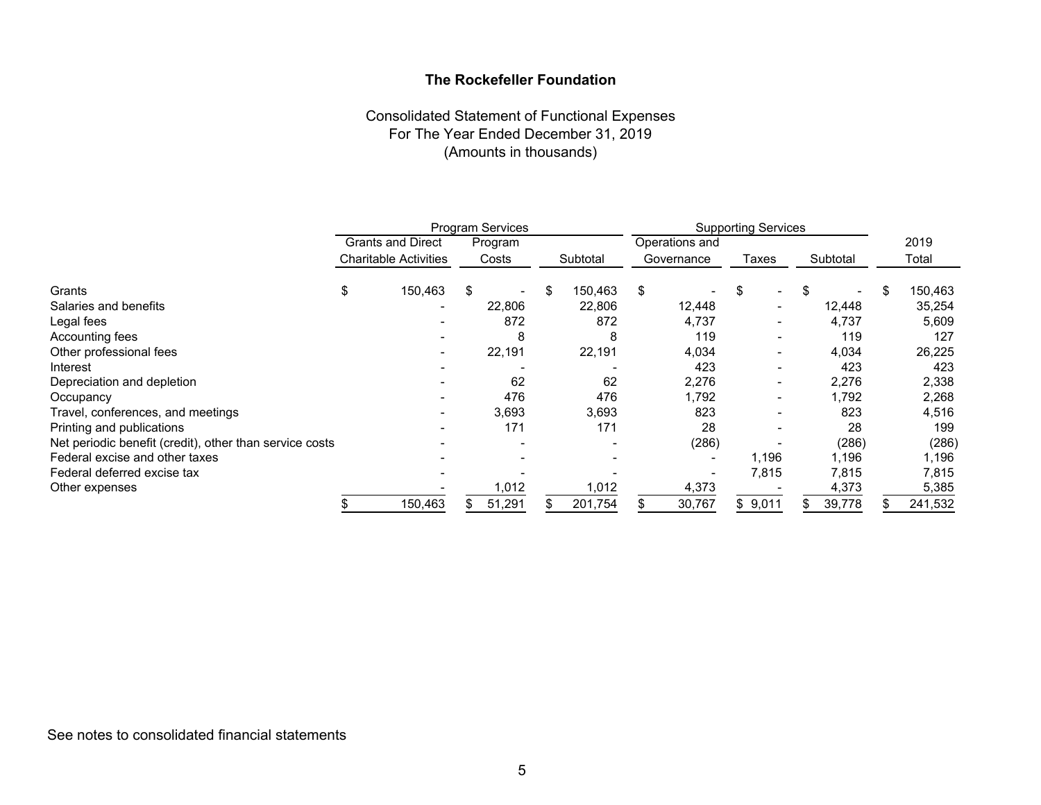# The Rockefeller Foundation

Consolidated Statement of Functional Expenses
For The Year Ended December 31, 2019
(Amounts in thousands)

| | Program Services | | | Supporting Services | | | |
|---|---|---|---|---|---|---|---|
| | Grants and Direct Charitable Activities | Program Costs | Subtotal | Operations and Governance | Taxes | Subtotal | 2019 Total |
| Grants | $ 150,463 | $ - | $ 150,463 | $ - | $ - | $ - | $ 150,463 |
| Salaries and benefits | - | 22,806 | 22,806 | 12,448 | - | 12,448 | 35,254 |
| Legal fees | - | 872 | 872 | 4,737 | - | 4,737 | 5,609 |
| Accounting fees | - | 8 | 8 | 119 | - | 119 | 127 |
| Other professional fees | - | 22,191 | 22,191 | 4,034 | - | 4,034 | 26,225 |
| Interest | - | - | - | 423 | - | 423 | 423 |
| Depreciation and depletion | - | 62 | 62 | 2,276 | - | 2,276 | 2,338 |
| Occupancy | - | 476 | 476 | 1,792 | - | 1,792 | 2,268 |
| Travel, conferences, and meetings | - | 3,693 | 3,693 | 823 | - | 823 | 4,516 |
| Printing and publications | - | 171 | 171 | 28 | - | 28 | 199 |
| Net periodic benefit (credit), other than service costs | - | - | - | (286) | - | (286) | (286) |
| Federal excise and other taxes | - | - | - | - | 1,196 | 1,196 | 1,196 |
| Federal deferred excise tax | - | - | - | - | 7,815 | 7,815 | 7,815 |
| Other expenses | - | 1,012 | 1,012 | 4,373 | - | 4,373 | 5,385 |
| | $ 150,463 | $ 51,291 | $ 201,754 | $ 30,767 | $ 9,011 | $ 39,778 | $ 241,532 |

See notes to consolidated financial statements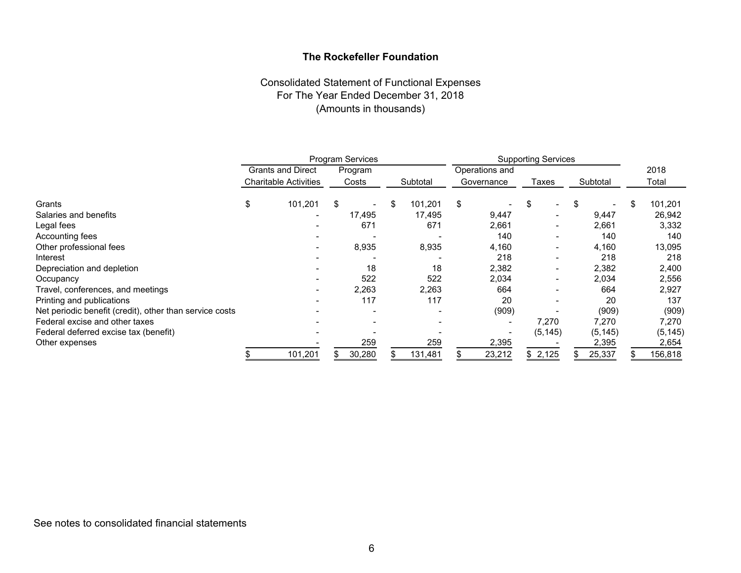**The Rockefeller Foundation**

Consolidated Statement of Functional Expenses
For The Year Ended December 31, 2018
(Amounts in thousands)

| | Program Services | | | Supporting Services | | | |
|---|---|---|---|---|---|---|---|
| | Grants and Direct Charitable Activities | Program Costs | Subtotal | Operations and Governance | Taxes | Subtotal | 2018 Total |
| Grants | $ 101,201 | $ - | $ 101,201 | $ - | $ - | $ - | $ 101,201 |
| Salaries and benefits | - | 17,495 | 17,495 | 9,447 | - | 9,447 | 26,942 |
| Legal fees | - | 671 | 671 | 2,661 | - | 2,661 | 3,332 |
| Accounting fees | - | - | - | 140 | - | 140 | 140 |
| Other professional fees | - | 8,935 | 8,935 | 4,160 | - | 4,160 | 13,095 |
| Interest | - | - | - | 218 | - | 218 | 218 |
| Depreciation and depletion | - | 18 | 18 | 2,382 | - | 2,382 | 2,400 |
| Occupancy | - | 522 | 522 | 2,034 | - | 2,034 | 2,556 |
| Travel, conferences, and meetings | - | 2,263 | 2,263 | 664 | - | 664 | 2,927 |
| Printing and publications | - | 117 | 117 | 20 | - | 20 | 137 |
| Net periodic benefit (credit), other than service costs | - | - | - | (909) | - | (909) | (909) |
| Federal excise and other taxes | - | - | - | - | 7,270 | 7,270 | 7,270 |
| Federal deferred excise tax (benefit) | - | - | - | - | (5,145) | (5,145) | (5,145) |
| Other expenses | - | 259 | 259 | 2,395 | - | 2,395 | 2,654 |
| | $ 101,201 | $ 30,280 | $ 131,481 | $ 23,212 | $ 2,125 | $ 25,337 | $ 156,818 |

See notes to consolidated financial statements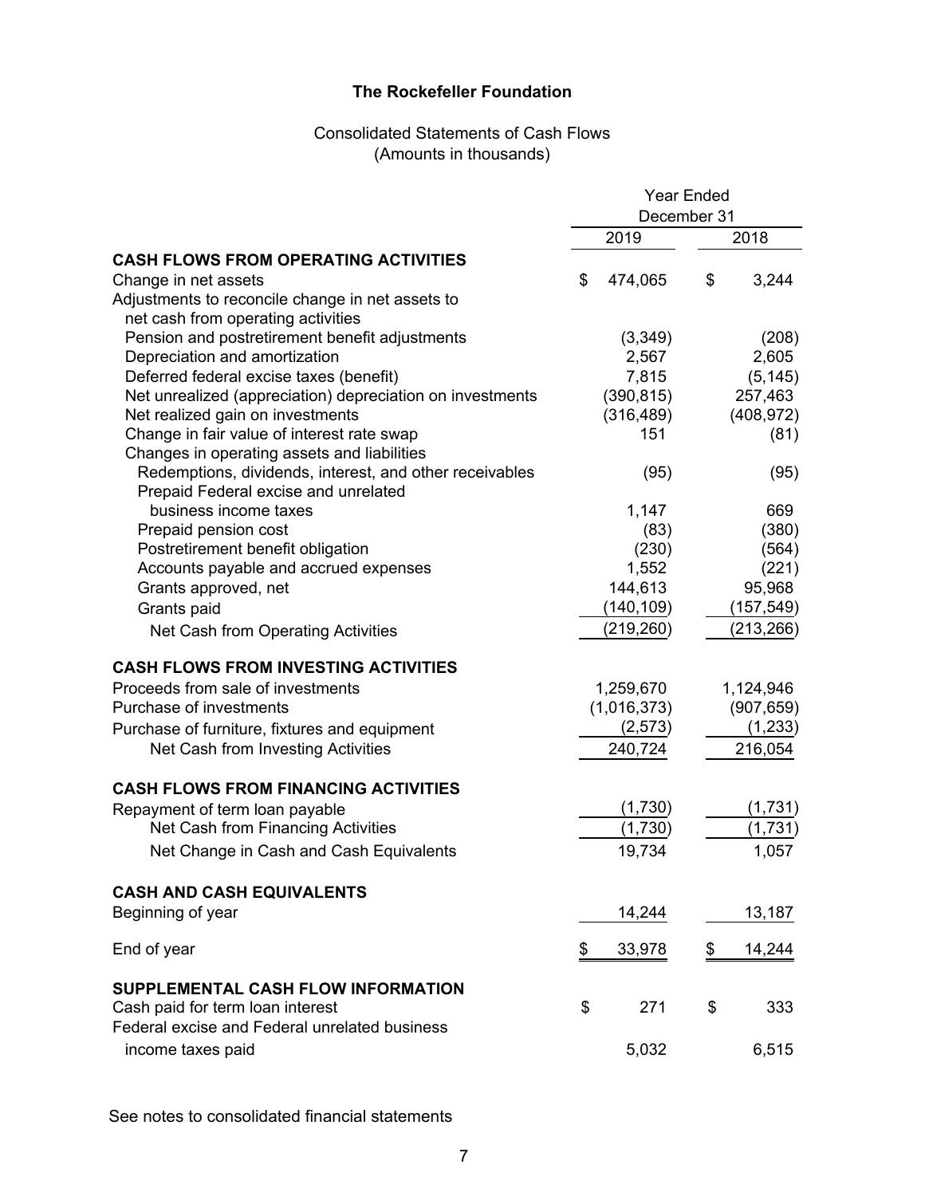# The Rockefeller Foundation

## Consolidated Statements of Cash Flows
(Amounts in thousands)

| | Year Ended December 31 | |
|---|---|---|
| | 2019 | 2018 |
| **CASH FLOWS FROM OPERATING ACTIVITIES** | | |
| Change in net assets | $ 474,065 | $ 3,244 |
| Adjustments to reconcile change in net assets to net cash from operating activities | | |
| Pension and postretirement benefit adjustments | (3,349) | (208) |
| Depreciation and amortization | 2,567 | 2,605 |
| Deferred federal excise taxes (benefit) | 7,815 | (5,145) |
| Net unrealized (appreciation) depreciation on investments | (390,815) | 257,463 |
| Net realized gain on investments | (316,489) | (408,972) |
| Change in fair value of interest rate swap | 151 | (81) |
| Changes in operating assets and liabilities | | |
| Redemptions, dividends, interest, and other receivables | (95) | (95) |
| Prepaid Federal excise and unrelated business income taxes | 1,147 | 669 |
| Prepaid pension cost | (83) | (380) |
| Postretirement benefit obligation | (230) | (564) |
| Accounts payable and accrued expenses | 1,552 | (221) |
| Grants approved, net | 144,613 | 95,968 |
| Grants paid | (140,109) | (157,549) |
| Net Cash from Operating Activities | (219,260) | (213,266) |
| **CASH FLOWS FROM INVESTING ACTIVITIES** | | |
| Proceeds from sale of investments | 1,259,670 | 1,124,946 |
| Purchase of investments | (1,016,373) | (907,659) |
| Purchase of furniture, fixtures and equipment | (2,573) | (1,233) |
| Net Cash from Investing Activities | 240,724 | 216,054 |
| **CASH FLOWS FROM FINANCING ACTIVITIES** | | |
| Repayment of term loan payable | (1,730) | (1,731) |
| Net Cash from Financing Activities | (1,730) | (1,731) |
| Net Change in Cash and Cash Equivalents | 19,734 | 1,057 |
| **CASH AND CASH EQUIVALENTS** | | |
| Beginning of year | 14,244 | 13,187 |
| End of year | $ 33,978 | $ 14,244 |
| **SUPPLEMENTAL CASH FLOW INFORMATION** | | |
| Cash paid for term loan interest | $ 271 | $ 333 |
| Federal excise and Federal unrelated business income taxes paid | 5,032 | 6,515 |

See notes to consolidated financial statements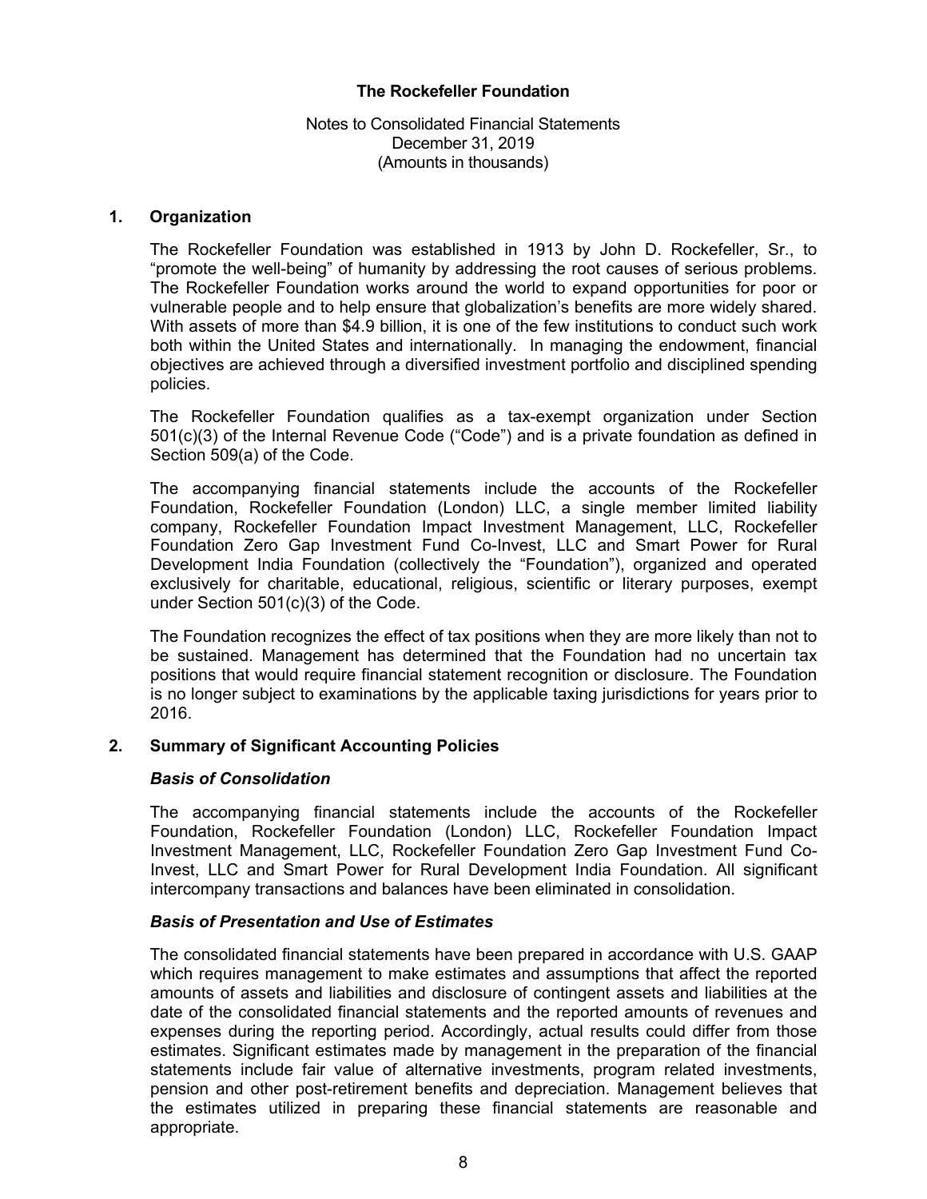# The Rockefeller Foundation

Notes to Consolidated Financial Statements
December 31, 2019
(Amounts in thousands)

## 1. Organization

The Rockefeller Foundation was established in 1913 by John D. Rockefeller, Sr., to "promote the well-being" of humanity by addressing the root causes of serious problems. The Rockefeller Foundation works around the world to expand opportunities for poor or vulnerable people and to help ensure that globalization's benefits are more widely shared. With assets of more than $4.9 billion, it is one of the few institutions to conduct such work both within the United States and internationally. In managing the endowment, financial objectives are achieved through a diversified investment portfolio and disciplined spending policies.

The Rockefeller Foundation qualifies as a tax-exempt organization under Section 501(c)(3) of the Internal Revenue Code ("Code") and is a private foundation as defined in Section 509(a) of the Code.

The accompanying financial statements include the accounts of the Rockefeller Foundation, Rockefeller Foundation (London) LLC, a single member limited liability company, Rockefeller Foundation Impact Investment Management, LLC, Rockefeller Foundation Zero Gap Investment Fund Co-Invest, LLC and Smart Power for Rural Development India Foundation (collectively the "Foundation"), organized and operated exclusively for charitable, educational, religious, scientific or literary purposes, exempt under Section 501(c)(3) of the Code.

The Foundation recognizes the effect of tax positions when they are more likely than not to be sustained. Management has determined that the Foundation had no uncertain tax positions that would require financial statement recognition or disclosure. The Foundation is no longer subject to examinations by the applicable taxing jurisdictions for years prior to 2016.

## 2. Summary of Significant Accounting Policies

### *Basis of Consolidation*

The accompanying financial statements include the accounts of the Rockefeller Foundation, Rockefeller Foundation (London) LLC, Rockefeller Foundation Impact Investment Management, LLC, Rockefeller Foundation Zero Gap Investment Fund Co-Invest, LLC and Smart Power for Rural Development India Foundation. All significant intercompany transactions and balances have been eliminated in consolidation.

### *Basis of Presentation and Use of Estimates*

The consolidated financial statements have been prepared in accordance with U.S. GAAP which requires management to make estimates and assumptions that affect the reported amounts of assets and liabilities and disclosure of contingent assets and liabilities at the date of the consolidated financial statements and the reported amounts of revenues and expenses during the reporting period. Accordingly, actual results could differ from those estimates. Significant estimates made by management in the preparation of the financial statements include fair value of alternative investments, program related investments, pension and other post-retirement benefits and depreciation. Management believes that the estimates utilized in preparing these financial statements are reasonable and appropriate.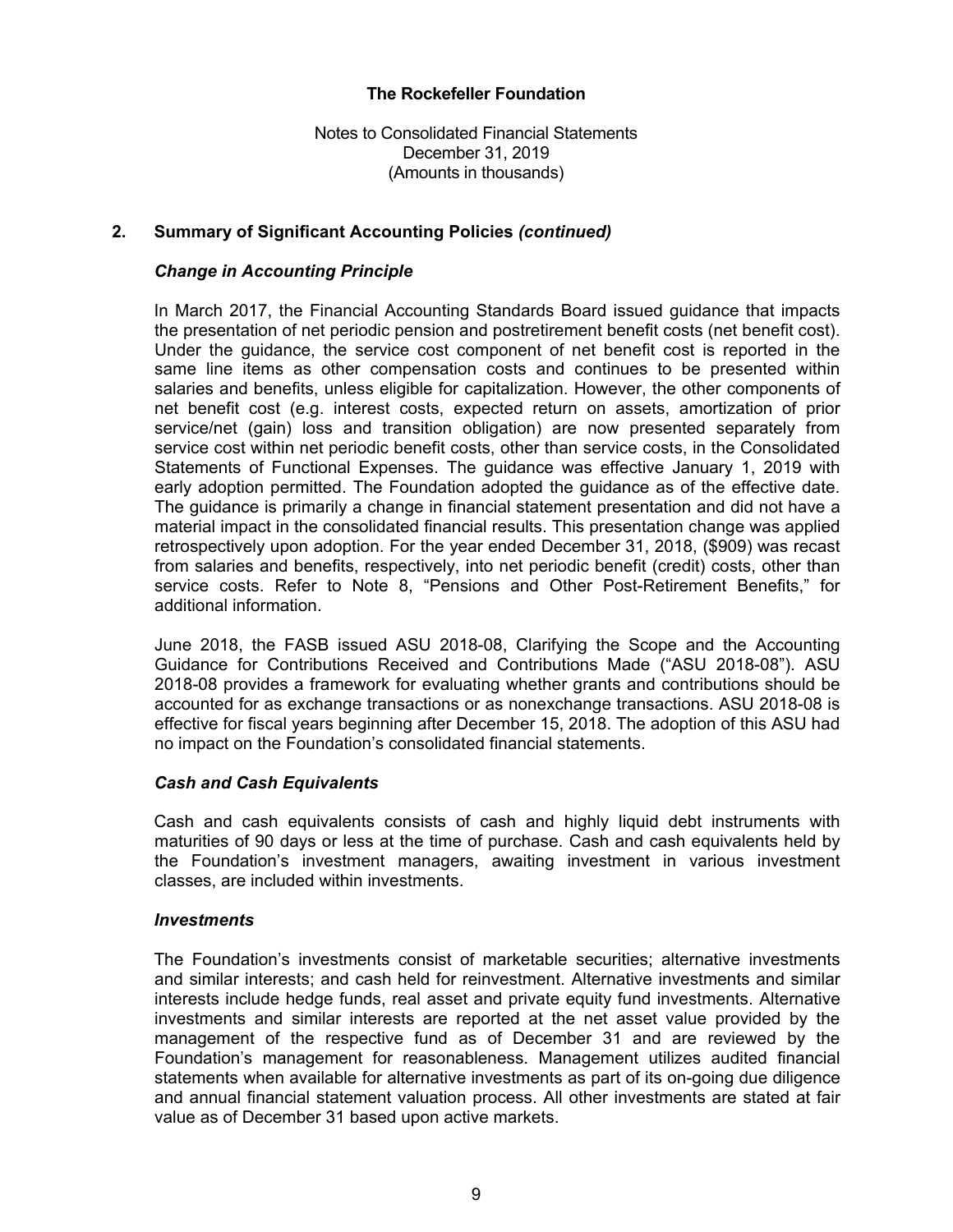## 2. Summary of Significant Accounting Policies *(continued)*

### *Change in Accounting Principle*

In March 2017, the Financial Accounting Standards Board issued guidance that impacts the presentation of net periodic pension and postretirement benefit costs (net benefit cost). Under the guidance, the service cost component of net benefit cost is reported in the same line items as other compensation costs and continues to be presented within salaries and benefits, unless eligible for capitalization. However, the other components of net benefit cost (e.g. interest costs, expected return on assets, amortization of prior service/net (gain) loss and transition obligation) are now presented separately from service cost within net periodic benefit costs, other than service costs, in the Consolidated Statements of Functional Expenses. The guidance was effective January 1, 2019 with early adoption permitted. The Foundation adopted the guidance as of the effective date. The guidance is primarily a change in financial statement presentation and did not have a material impact in the consolidated financial results. This presentation change was applied retrospectively upon adoption. For the year ended December 31, 2018, ($909) was recast from salaries and benefits, respectively, into net periodic benefit (credit) costs, other than service costs. Refer to Note 8, "Pensions and Other Post-Retirement Benefits," for additional information.

June 2018, the FASB issued ASU 2018-08, Clarifying the Scope and the Accounting Guidance for Contributions Received and Contributions Made ("ASU 2018-08"). ASU 2018-08 provides a framework for evaluating whether grants and contributions should be accounted for as exchange transactions or as nonexchange transactions. ASU 2018-08 is effective for fiscal years beginning after December 15, 2018. The adoption of this ASU had no impact on the Foundation's consolidated financial statements.

### *Cash and Cash Equivalents*

Cash and cash equivalents consists of cash and highly liquid debt instruments with maturities of 90 days or less at the time of purchase. Cash and cash equivalents held by the Foundation's investment managers, awaiting investment in various investment classes, are included within investments.

### *Investments*

The Foundation's investments consist of marketable securities; alternative investments and similar interests; and cash held for reinvestment. Alternative investments and similar interests include hedge funds, real asset and private equity fund investments. Alternative investments and similar interests are reported at the net asset value provided by the management of the respective fund as of December 31 and are reviewed by the Foundation's management for reasonableness. Management utilizes audited financial statements when available for alternative investments as part of its on-going due diligence and annual financial statement valuation process. All other investments are stated at fair value as of December 31 based upon active markets.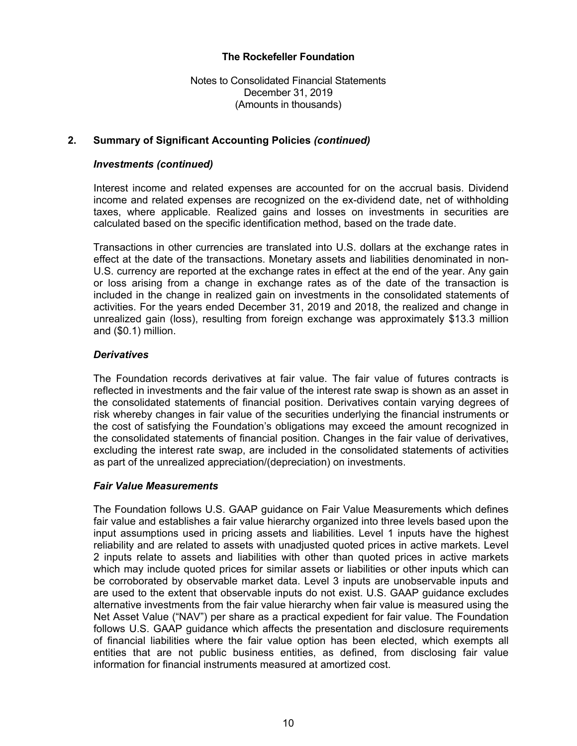## 2. Summary of Significant Accounting Policies *(continued)*

### *Investments (continued)*

Interest income and related expenses are accounted for on the accrual basis. Dividend income and related expenses are recognized on the ex-dividend date, net of withholding taxes, where applicable. Realized gains and losses on investments in securities are calculated based on the specific identification method, based on the trade date.

Transactions in other currencies are translated into U.S. dollars at the exchange rates in effect at the date of the transactions. Monetary assets and liabilities denominated in non-U.S. currency are reported at the exchange rates in effect at the end of the year. Any gain or loss arising from a change in exchange rates as of the date of the transaction is included in the change in realized gain on investments in the consolidated statements of activities. For the years ended December 31, 2019 and 2018, the realized and change in unrealized gain (loss), resulting from foreign exchange was approximately $13.3 million and ($0.1) million.

### *Derivatives*

The Foundation records derivatives at fair value. The fair value of futures contracts is reflected in investments and the fair value of the interest rate swap is shown as an asset in the consolidated statements of financial position. Derivatives contain varying degrees of risk whereby changes in fair value of the securities underlying the financial instruments or the cost of satisfying the Foundation's obligations may exceed the amount recognized in the consolidated statements of financial position. Changes in the fair value of derivatives, excluding the interest rate swap, are included in the consolidated statements of activities as part of the unrealized appreciation/(depreciation) on investments.

### *Fair Value Measurements*

The Foundation follows U.S. GAAP guidance on Fair Value Measurements which defines fair value and establishes a fair value hierarchy organized into three levels based upon the input assumptions used in pricing assets and liabilities. Level 1 inputs have the highest reliability and are related to assets with unadjusted quoted prices in active markets. Level 2 inputs relate to assets and liabilities with other than quoted prices in active markets which may include quoted prices for similar assets or liabilities or other inputs which can be corroborated by observable market data. Level 3 inputs are unobservable inputs and are used to the extent that observable inputs do not exist. U.S. GAAP guidance excludes alternative investments from the fair value hierarchy when fair value is measured using the Net Asset Value ("NAV") per share as a practical expedient for fair value. The Foundation follows U.S. GAAP guidance which affects the presentation and disclosure requirements of financial liabilities where the fair value option has been elected, which exempts all entities that are not public business entities, as defined, from disclosing fair value information for financial instruments measured at amortized cost.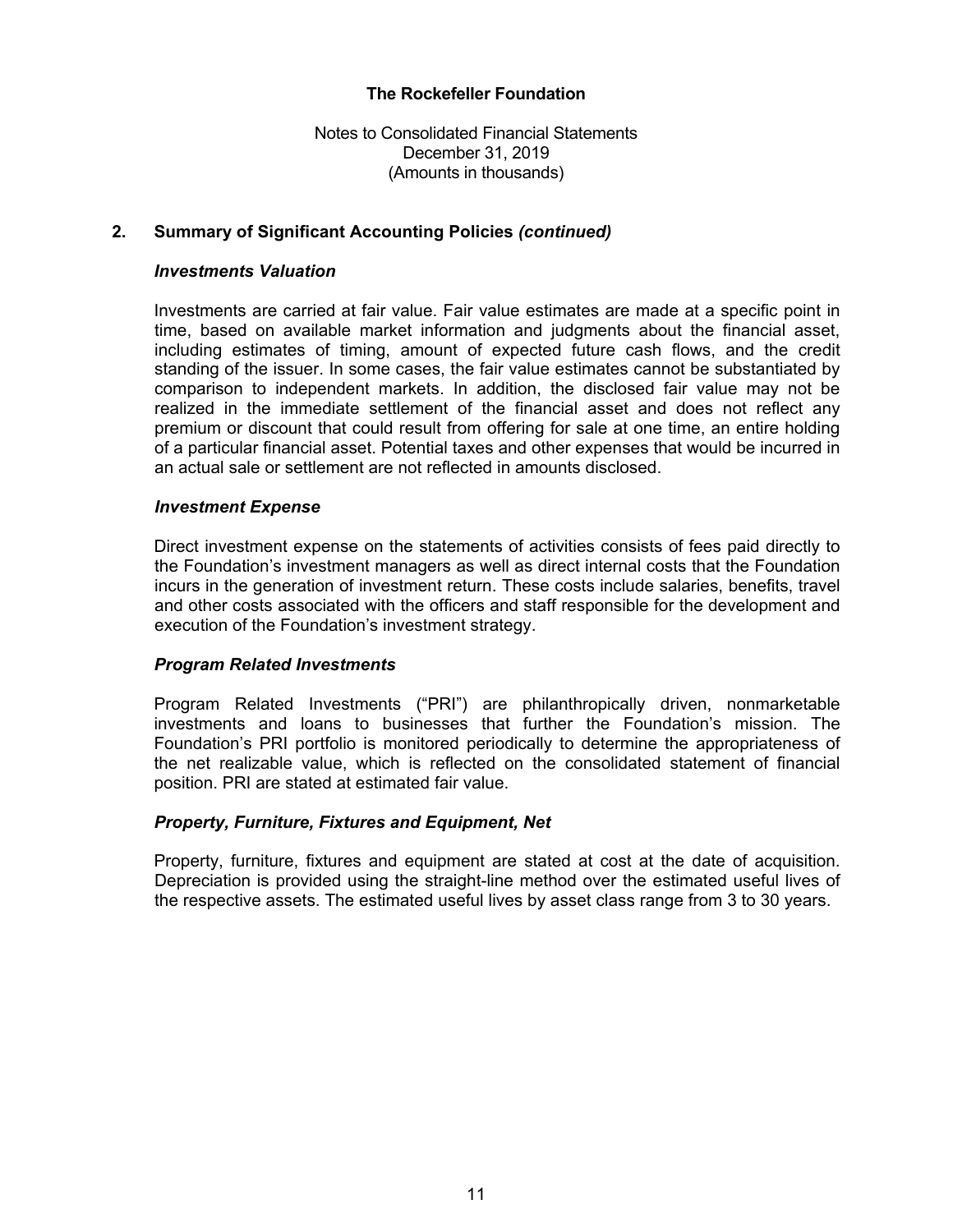## 2. Summary of Significant Accounting Policies *(continued)*

### *Investments Valuation*

Investments are carried at fair value. Fair value estimates are made at a specific point in time, based on available market information and judgments about the financial asset, including estimates of timing, amount of expected future cash flows, and the credit standing of the issuer. In some cases, the fair value estimates cannot be substantiated by comparison to independent markets. In addition, the disclosed fair value may not be realized in the immediate settlement of the financial asset and does not reflect any premium or discount that could result from offering for sale at one time, an entire holding of a particular financial asset. Potential taxes and other expenses that would be incurred in an actual sale or settlement are not reflected in amounts disclosed.

### *Investment Expense*

Direct investment expense on the statements of activities consists of fees paid directly to the Foundation's investment managers as well as direct internal costs that the Foundation incurs in the generation of investment return. These costs include salaries, benefits, travel and other costs associated with the officers and staff responsible for the development and execution of the Foundation's investment strategy.

### *Program Related Investments*

Program Related Investments ("PRI") are philanthropically driven, nonmarketable investments and loans to businesses that further the Foundation's mission. The Foundation's PRI portfolio is monitored periodically to determine the appropriateness of the net realizable value, which is reflected on the consolidated statement of financial position. PRI are stated at estimated fair value.

### *Property, Furniture, Fixtures and Equipment, Net*

Property, furniture, fixtures and equipment are stated at cost at the date of acquisition. Depreciation is provided using the straight-line method over the estimated useful lives of the respective assets. The estimated useful lives by asset class range from 3 to 30 years.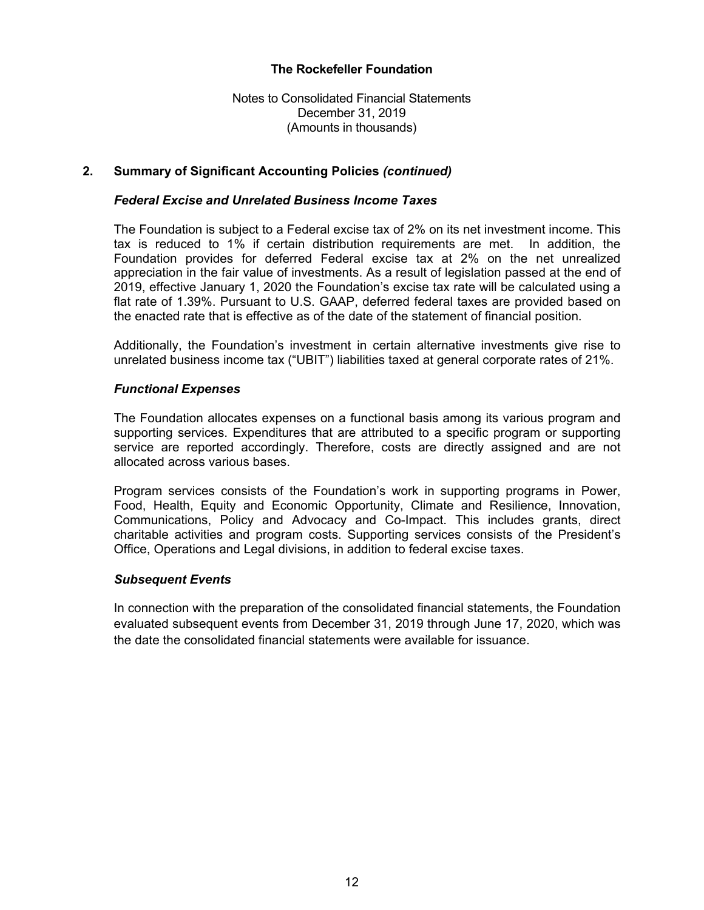## 2. Summary of Significant Accounting Policies *(continued)*

### *Federal Excise and Unrelated Business Income Taxes*

The Foundation is subject to a Federal excise tax of 2% on its net investment income. This tax is reduced to 1% if certain distribution requirements are met. In addition, the Foundation provides for deferred Federal excise tax at 2% on the net unrealized appreciation in the fair value of investments. As a result of legislation passed at the end of 2019, effective January 1, 2020 the Foundation's excise tax rate will be calculated using a flat rate of 1.39%. Pursuant to U.S. GAAP, deferred federal taxes are provided based on the enacted rate that is effective as of the date of the statement of financial position.

Additionally, the Foundation's investment in certain alternative investments give rise to unrelated business income tax ("UBIT") liabilities taxed at general corporate rates of 21%.

### *Functional Expenses*

The Foundation allocates expenses on a functional basis among its various program and supporting services. Expenditures that are attributed to a specific program or supporting service are reported accordingly. Therefore, costs are directly assigned and are not allocated across various bases.

Program services consists of the Foundation's work in supporting programs in Power, Food, Health, Equity and Economic Opportunity, Climate and Resilience, Innovation, Communications, Policy and Advocacy and Co-Impact. This includes grants, direct charitable activities and program costs. Supporting services consists of the President's Office, Operations and Legal divisions, in addition to federal excise taxes.

### *Subsequent Events*

In connection with the preparation of the consolidated financial statements, the Foundation evaluated subsequent events from December 31, 2019 through June 17, 2020, which was the date the consolidated financial statements were available for issuance.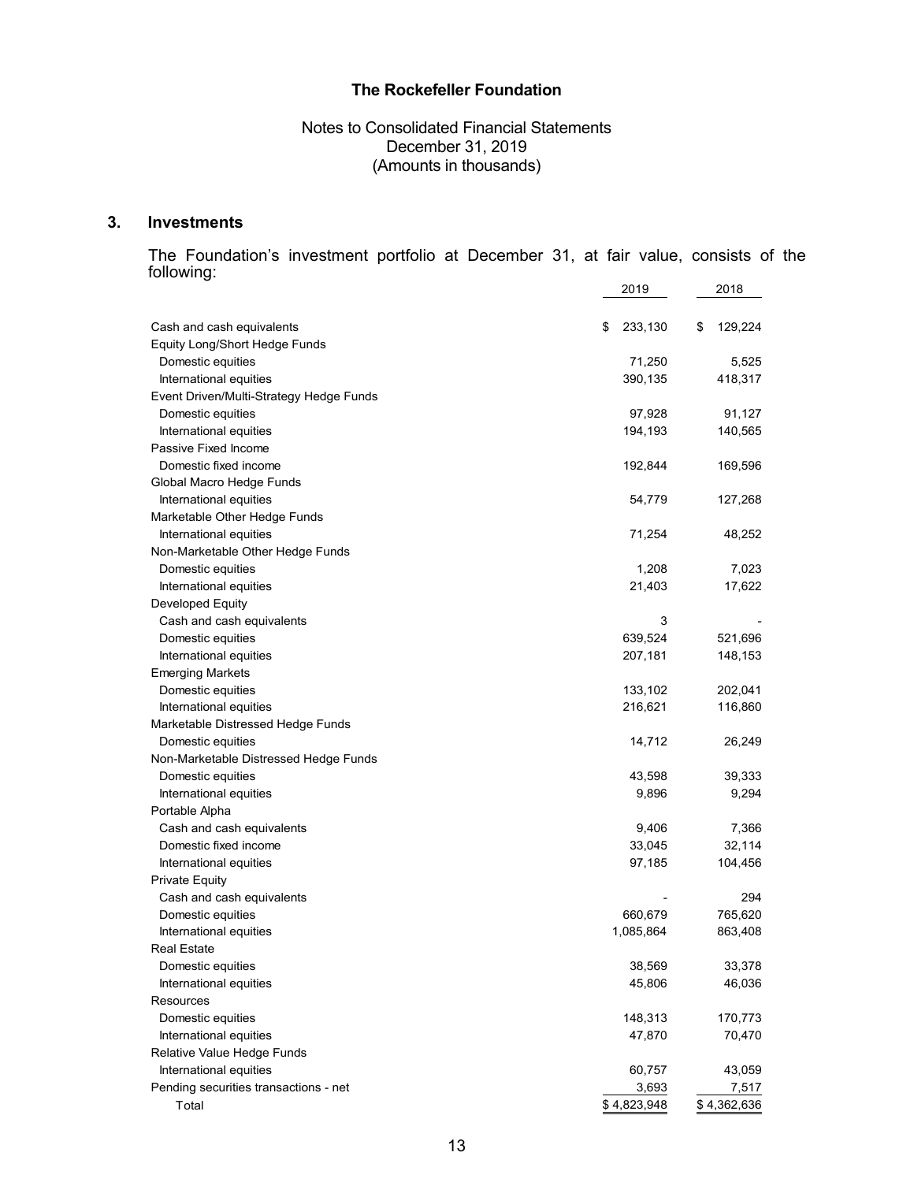**The Rockefeller Foundation**

Notes to Consolidated Financial Statements
December 31, 2019
(Amounts in thousands)

### 3. Investments

The Foundation's investment portfolio at December 31, at fair value, consists of the following:

| | 2019 | 2018 |
|---|---|---|
| Cash and cash equivalents | $ 233,130 | $ 129,224 |
| Equity Long/Short Hedge Funds | | |
| Domestic equities | 71,250 | 5,525 |
| International equities | 390,135 | 418,317 |
| Event Driven/Multi-Strategy Hedge Funds | | |
| Domestic equities | 97,928 | 91,127 |
| International equities | 194,193 | 140,565 |
| Passive Fixed Income | | |
| Domestic fixed income | 192,844 | 169,596 |
| Global Macro Hedge Funds | | |
| International equities | 54,779 | 127,268 |
| Marketable Other Hedge Funds | | |
| International equities | 71,254 | 48,252 |
| Non-Marketable Other Hedge Funds | | |
| Domestic equities | 1,208 | 7,023 |
| International equities | 21,403 | 17,622 |
| Developed Equity | | |
| Cash and cash equivalents | 3 | - |
| Domestic equities | 639,524 | 521,696 |
| International equities | 207,181 | 148,153 |
| Emerging Markets | | |
| Domestic equities | 133,102 | 202,041 |
| International equities | 216,621 | 116,860 |
| Marketable Distressed Hedge Funds | | |
| Domestic equities | 14,712 | 26,249 |
| Non-Marketable Distressed Hedge Funds | | |
| Domestic equities | 43,598 | 39,333 |
| International equities | 9,896 | 9,294 |
| Portable Alpha | | |
| Cash and cash equivalents | 9,406 | 7,366 |
| Domestic fixed income | 33,045 | 32,114 |
| International equities | 97,185 | 104,456 |
| Private Equity | | |
| Cash and cash equivalents | - | 294 |
| Domestic equities | 660,679 | 765,620 |
| International equities | 1,085,864 | 863,408 |
| Real Estate | | |
| Domestic equities | 38,569 | 33,378 |
| International equities | 45,806 | 46,036 |
| Resources | | |
| Domestic equities | 148,313 | 170,773 |
| International equities | 47,870 | 70,470 |
| Relative Value Hedge Funds | | |
| International equities | 60,757 | 43,059 |
| Pending securities transactions - net | 3,693 | 7,517 |
| Total | $ 4,823,948 | $ 4,362,636 |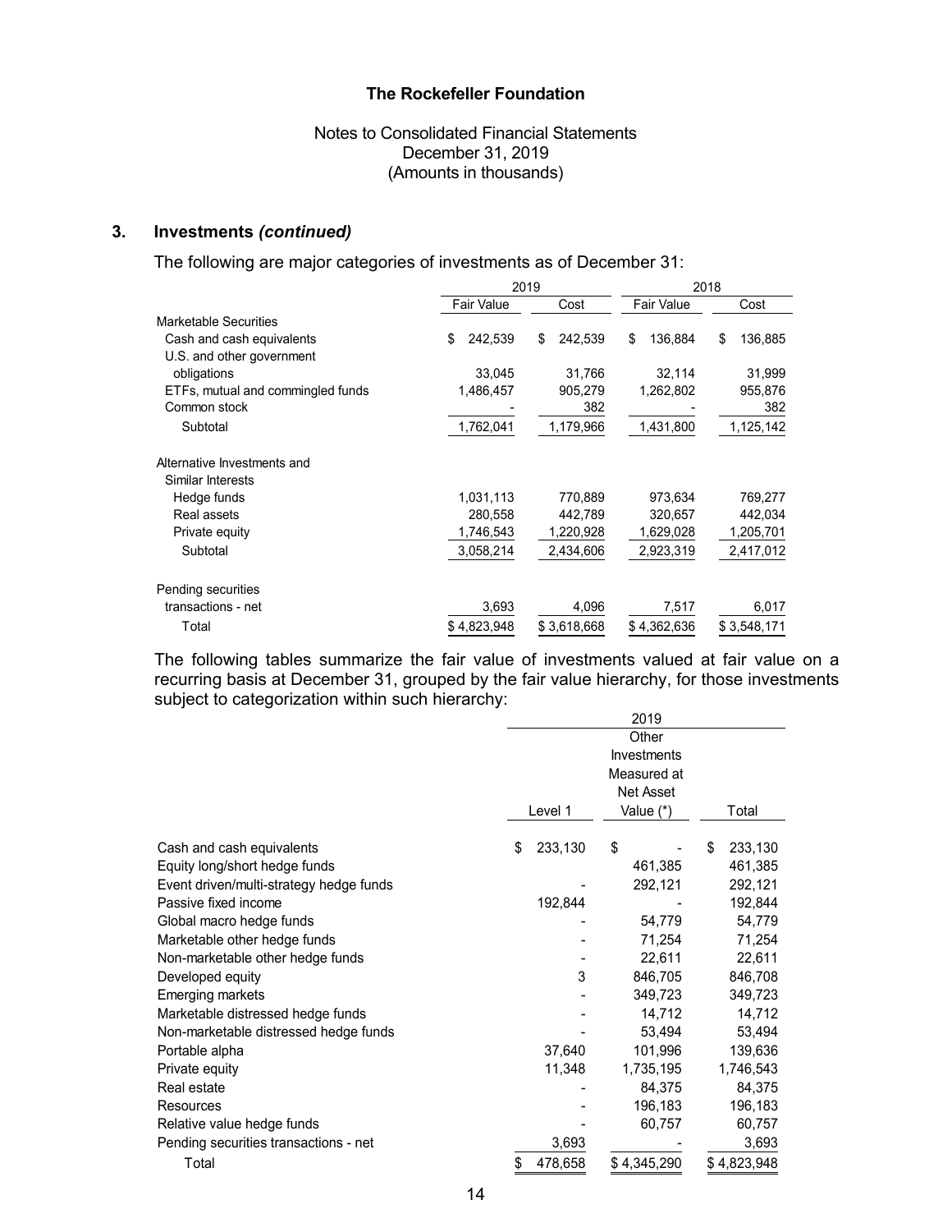# The Rockefeller Foundation

Notes to Consolidated Financial Statements
December 31, 2019
(Amounts in thousands)

## 3. Investments *(continued)*

The following are major categories of investments as of December 31:

| | 2019 | | 2018 | |
|---|---|---|---|---|
| | Fair Value | Cost | Fair Value | Cost |
| Marketable Securities | | | | |
| Cash and cash equivalents | $ 242,539 | $ 242,539 | $ 136,884 | $ 136,885 |
| U.S. and other government obligations | 33,045 | 31,766 | 32,114 | 31,999 |
| ETFs, mutual and commingled funds | 1,486,457 | 905,279 | 1,262,802 | 955,876 |
| Common stock | - | 382 | - | 382 |
| Subtotal | 1,762,041 | 1,179,966 | 1,431,800 | 1,125,142 |
| Alternative Investments and Similar Interests | | | | |
| Hedge funds | 1,031,113 | 770,889 | 973,634 | 769,277 |
| Real assets | 280,558 | 442,789 | 320,657 | 442,034 |
| Private equity | 1,746,543 | 1,220,928 | 1,629,028 | 1,205,701 |
| Subtotal | 3,058,214 | 2,434,606 | 2,923,319 | 2,417,012 |
| Pending securities transactions - net | 3,693 | 4,096 | 7,517 | 6,017 |
| Total | $ 4,823,948 | $ 3,618,668 | $ 4,362,636 | $ 3,548,171 |

The following tables summarize the fair value of investments valued at fair value on a recurring basis at December 31, grouped by the fair value hierarchy, for those investments subject to categorization within such hierarchy:

| | 2019 | | |
|---|---|---|---|
| | Level 1 | Other Investments Measured at Net Asset Value (*) | Total |
| Cash and cash equivalents | $ 233,130 | $ - | $ 233,130 |
| Equity long/short hedge funds | | 461,385 | 461,385 |
| Event driven/multi-strategy hedge funds | - | 292,121 | 292,121 |
| Passive fixed income | 192,844 | - | 192,844 |
| Global macro hedge funds | - | 54,779 | 54,779 |
| Marketable other hedge funds | - | 71,254 | 71,254 |
| Non-marketable other hedge funds | - | 22,611 | 22,611 |
| Developed equity | 3 | 846,705 | 846,708 |
| Emerging markets | - | 349,723 | 349,723 |
| Marketable distressed hedge funds | - | 14,712 | 14,712 |
| Non-marketable distressed hedge funds | - | 53,494 | 53,494 |
| Portable alpha | 37,640 | 101,996 | 139,636 |
| Private equity | 11,348 | 1,735,195 | 1,746,543 |
| Real estate | - | 84,375 | 84,375 |
| Resources | - | 196,183 | 196,183 |
| Relative value hedge funds | - | 60,757 | 60,757 |
| Pending securities transactions - net | 3,693 | - | 3,693 |
| Total | $ 478,658 | $ 4,345,290 | $ 4,823,948 |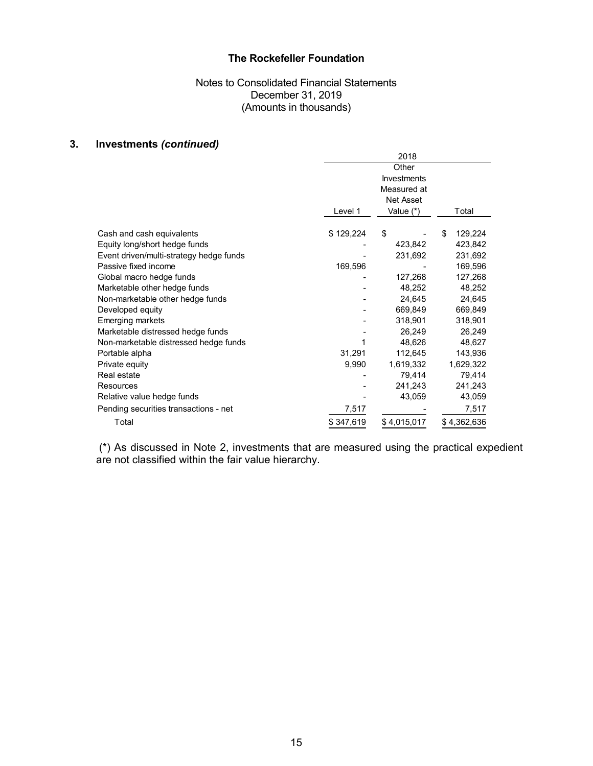# The Rockefeller Foundation

Notes to Consolidated Financial Statements
December 31, 2019
(Amounts in thousands)

## 3. Investments *(continued)*

| | 2018 | | |
|---|---|---|---|
| | Level 1 | Other Investments Measured at Net Asset Value (*) | Total |
| Cash and cash equivalents | $ 129,224 | $ - | $ 129,224 |
| Equity long/short hedge funds | - | 423,842 | 423,842 |
| Event driven/multi-strategy hedge funds | - | 231,692 | 231,692 |
| Passive fixed income | 169,596 | - | 169,596 |
| Global macro hedge funds | - | 127,268 | 127,268 |
| Marketable other hedge funds | - | 48,252 | 48,252 |
| Non-marketable other hedge funds | - | 24,645 | 24,645 |
| Developed equity | - | 669,849 | 669,849 |
| Emerging markets | - | 318,901 | 318,901 |
| Marketable distressed hedge funds | - | 26,249 | 26,249 |
| Non-marketable distressed hedge funds | 1 | 48,626 | 48,627 |
| Portable alpha | 31,291 | 112,645 | 143,936 |
| Private equity | 9,990 | 1,619,332 | 1,629,322 |
| Real estate | - | 79,414 | 79,414 |
| Resources | - | 241,243 | 241,243 |
| Relative value hedge funds | - | 43,059 | 43,059 |
| Pending securities transactions - net | 7,517 | - | 7,517 |
| Total | $ 347,619 | $ 4,015,017 | $ 4,362,636 |

(*) As discussed in Note 2, investments that are measured using the practical expedient are not classified within the fair value hierarchy.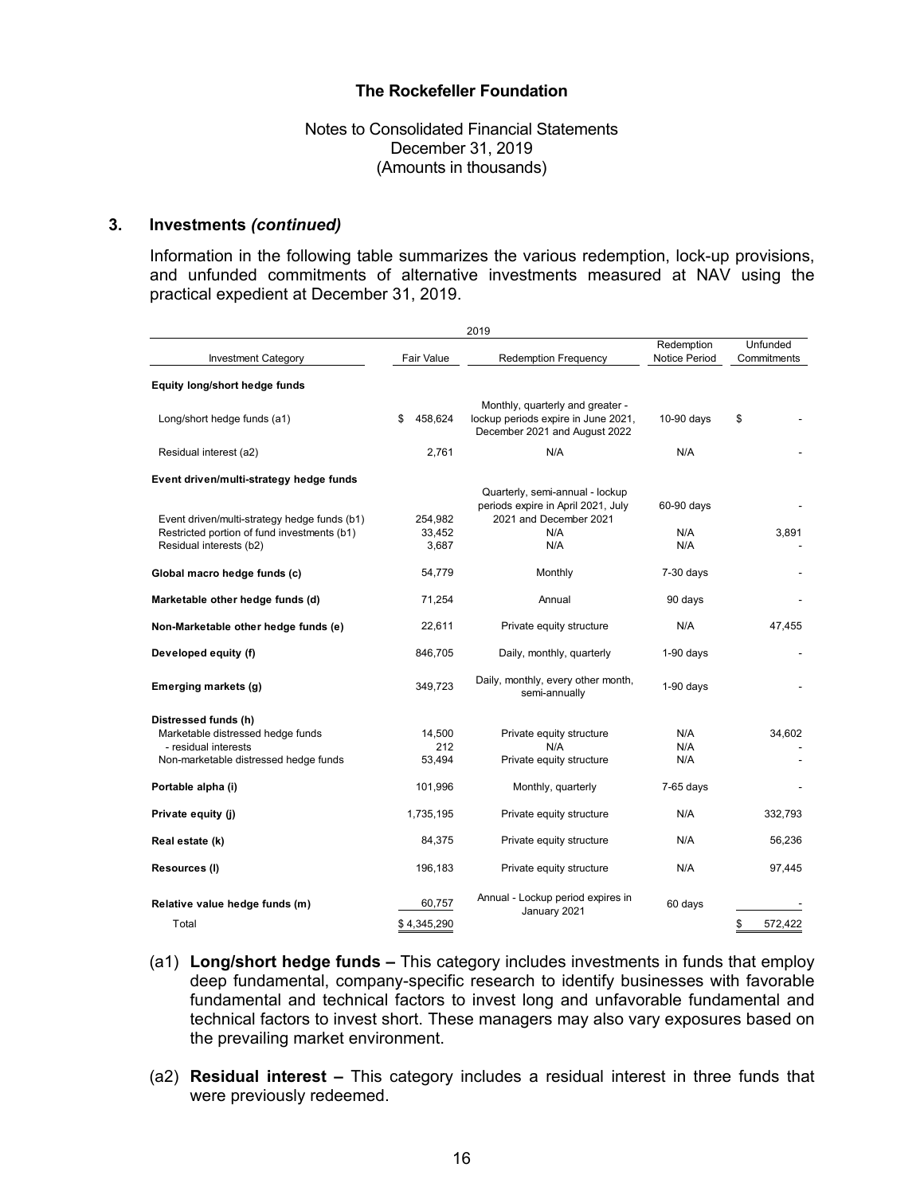## 3. Investments *(continued)*

Information in the following table summarizes the various redemption, lock-up provisions, and unfunded commitments of alternative investments measured at NAV using the practical expedient at December 31, 2019.

| 2019 | | | | |
|---|---|---|---|---|
| Investment Category | Fair Value | Redemption Frequency | Redemption Notice Period | Unfunded Commitments |
| **Equity long/short hedge funds** | | | | |
| Long/short hedge funds (a1) | $ 458,624 | Monthly, quarterly and greater - lockup periods expire in June 2021, December 2021 and August 2022 | 10-90 days | $ - |
| Residual interest (a2) | 2,761 | N/A | N/A | - |
| **Event driven/multi-strategy hedge funds** | | | | |
| Event driven/multi-strategy hedge funds (b1) | 254,982 | Quarterly, semi-annual - lockup periods expire in April 2021, July 2021 and December 2021 | 60-90 days | - |
| Restricted portion of fund investments (b1) | 33,452 | N/A | N/A | 3,891 |
| Residual interests (b2) | 3,687 | N/A | N/A | - |
| **Global macro hedge funds (c)** | 54,779 | Monthly | 7-30 days | - |
| **Marketable other hedge funds (d)** | 71,254 | Annual | 90 days | - |
| **Non-Marketable other hedge funds (e)** | 22,611 | Private equity structure | N/A | 47,455 |
| **Developed equity (f)** | 846,705 | Daily, monthly, quarterly | 1-90 days | - |
| **Emerging markets (g)** | 349,723 | Daily, monthly, every other month, semi-annually | 1-90 days | - |
| **Distressed funds (h)** | | | | |
| Marketable distressed hedge funds | 14,500 | Private equity structure | N/A | 34,602 |
| - residual interests | 212 | N/A | N/A | - |
| Non-marketable distressed hedge funds | 53,494 | Private equity structure | N/A | - |
| **Portable alpha (i)** | 101,996 | Monthly, quarterly | 7-65 days | - |
| **Private equity (j)** | 1,735,195 | Private equity structure | N/A | 332,793 |
| **Real estate (k)** | 84,375 | Private equity structure | N/A | 56,236 |
| **Resources (l)** | 196,183 | Private equity structure | N/A | 97,445 |
| **Relative value hedge funds (m)** | 60,757 | Annual - Lockup period expires in January 2021 | 60 days | - |
| Total | $ 4,345,290 | | | $ 572,422 |

(a1) **Long/short hedge funds –** This category includes investments in funds that employ deep fundamental, company-specific research to identify businesses with favorable fundamental and technical factors to invest long and unfavorable fundamental and technical factors to invest short. These managers may also vary exposures based on the prevailing market environment.

(a2) **Residual interest –** This category includes a residual interest in three funds that were previously redeemed.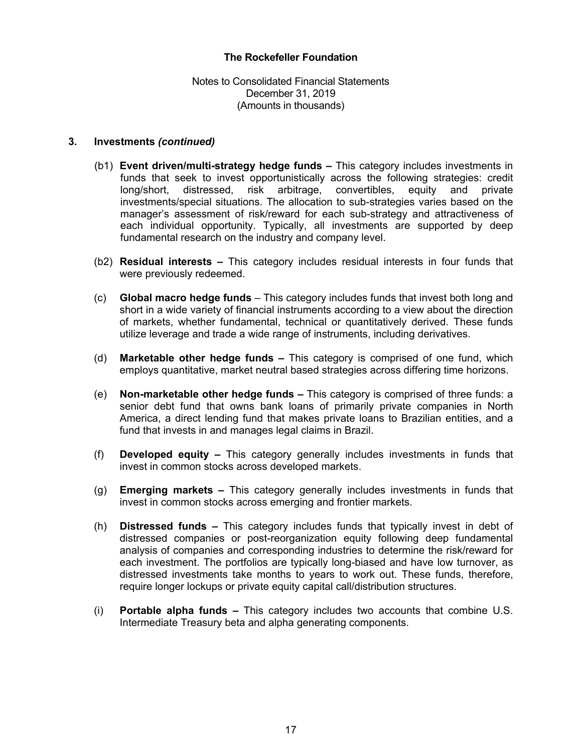## 3. Investments *(continued)*

(b1) **Event driven/multi-strategy hedge funds –** This category includes investments in funds that seek to invest opportunistically across the following strategies: credit long/short, distressed, risk arbitrage, convertibles, equity and private investments/special situations. The allocation to sub-strategies varies based on the manager's assessment of risk/reward for each sub-strategy and attractiveness of each individual opportunity. Typically, all investments are supported by deep fundamental research on the industry and company level.

(b2) **Residual interests –** This category includes residual interests in four funds that were previously redeemed.

(c) **Global macro hedge funds** – This category includes funds that invest both long and short in a wide variety of financial instruments according to a view about the direction of markets, whether fundamental, technical or quantitatively derived. These funds utilize leverage and trade a wide range of instruments, including derivatives.

(d) **Marketable other hedge funds –** This category is comprised of one fund, which employs quantitative, market neutral based strategies across differing time horizons.

(e) **Non-marketable other hedge funds –** This category is comprised of three funds: a senior debt fund that owns bank loans of primarily private companies in North America, a direct lending fund that makes private loans to Brazilian entities, and a fund that invests in and manages legal claims in Brazil.

(f) **Developed equity –** This category generally includes investments in funds that invest in common stocks across developed markets.

(g) **Emerging markets –** This category generally includes investments in funds that invest in common stocks across emerging and frontier markets.

(h) **Distressed funds –** This category includes funds that typically invest in debt of distressed companies or post-reorganization equity following deep fundamental analysis of companies and corresponding industries to determine the risk/reward for each investment. The portfolios are typically long-biased and have low turnover, as distressed investments take months to years to work out. These funds, therefore, require longer lockups or private equity capital call/distribution structures.

(i) **Portable alpha funds –** This category includes two accounts that combine U.S. Intermediate Treasury beta and alpha generating components.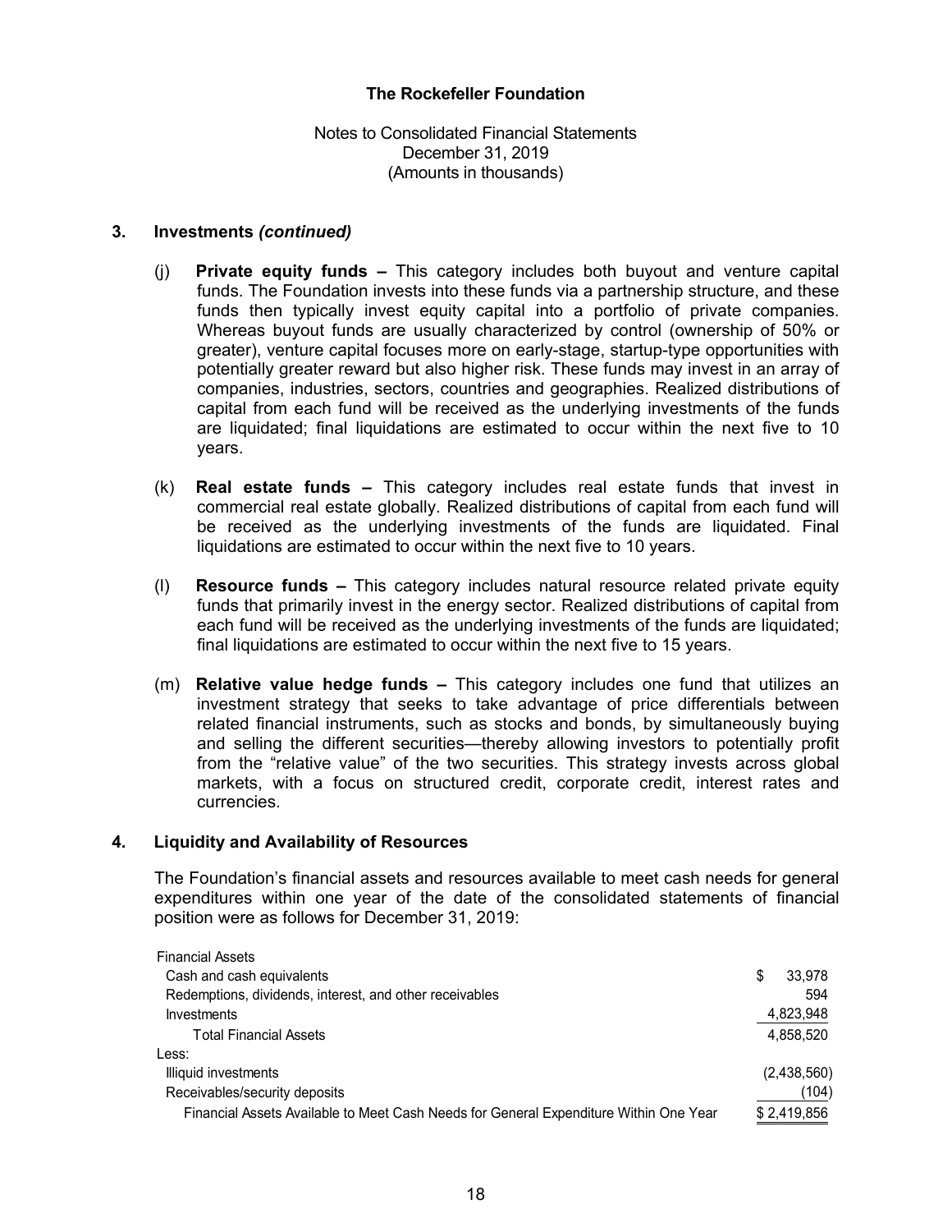# The Rockefeller Foundation

Notes to Consolidated Financial Statements
December 31, 2019
(Amounts in thousands)

## 3. Investments *(continued)*

(j) **Private equity funds –** This category includes both buyout and venture capital funds. The Foundation invests into these funds via a partnership structure, and these funds then typically invest equity capital into a portfolio of private companies. Whereas buyout funds are usually characterized by control (ownership of 50% or greater), venture capital focuses more on early-stage, startup-type opportunities with potentially greater reward but also higher risk. These funds may invest in an array of companies, industries, sectors, countries and geographies. Realized distributions of capital from each fund will be received as the underlying investments of the funds are liquidated; final liquidations are estimated to occur within the next five to 10 years.

(k) **Real estate funds –** This category includes real estate funds that invest in commercial real estate globally. Realized distributions of capital from each fund will be received as the underlying investments of the funds are liquidated. Final liquidations are estimated to occur within the next five to 10 years.

(l) **Resource funds –** This category includes natural resource related private equity funds that primarily invest in the energy sector. Realized distributions of capital from each fund will be received as the underlying investments of the funds are liquidated; final liquidations are estimated to occur within the next five to 15 years.

(m) **Relative value hedge funds –** This category includes one fund that utilizes an investment strategy that seeks to take advantage of price differentials between related financial instruments, such as stocks and bonds, by simultaneously buying and selling the different securities—thereby allowing investors to potentially profit from the "relative value" of the two securities. This strategy invests across global markets, with a focus on structured credit, corporate credit, interest rates and currencies.

## 4. Liquidity and Availability of Resources

The Foundation's financial assets and resources available to meet cash needs for general expenditures within one year of the date of the consolidated statements of financial position were as follows for December 31, 2019:

| | |
|---|---|
| Financial Assets | |
| Cash and cash equivalents | $ 33,978 |
| Redemptions, dividends, interest, and other receivables | 594 |
| Investments | 4,823,948 |
| Total Financial Assets | 4,858,520 |
| Less: | |
| Illiquid investments | (2,438,560) |
| Receivables/security deposits | (104) |
| Financial Assets Available to Meet Cash Needs for General Expenditure Within One Year | $ 2,419,856 |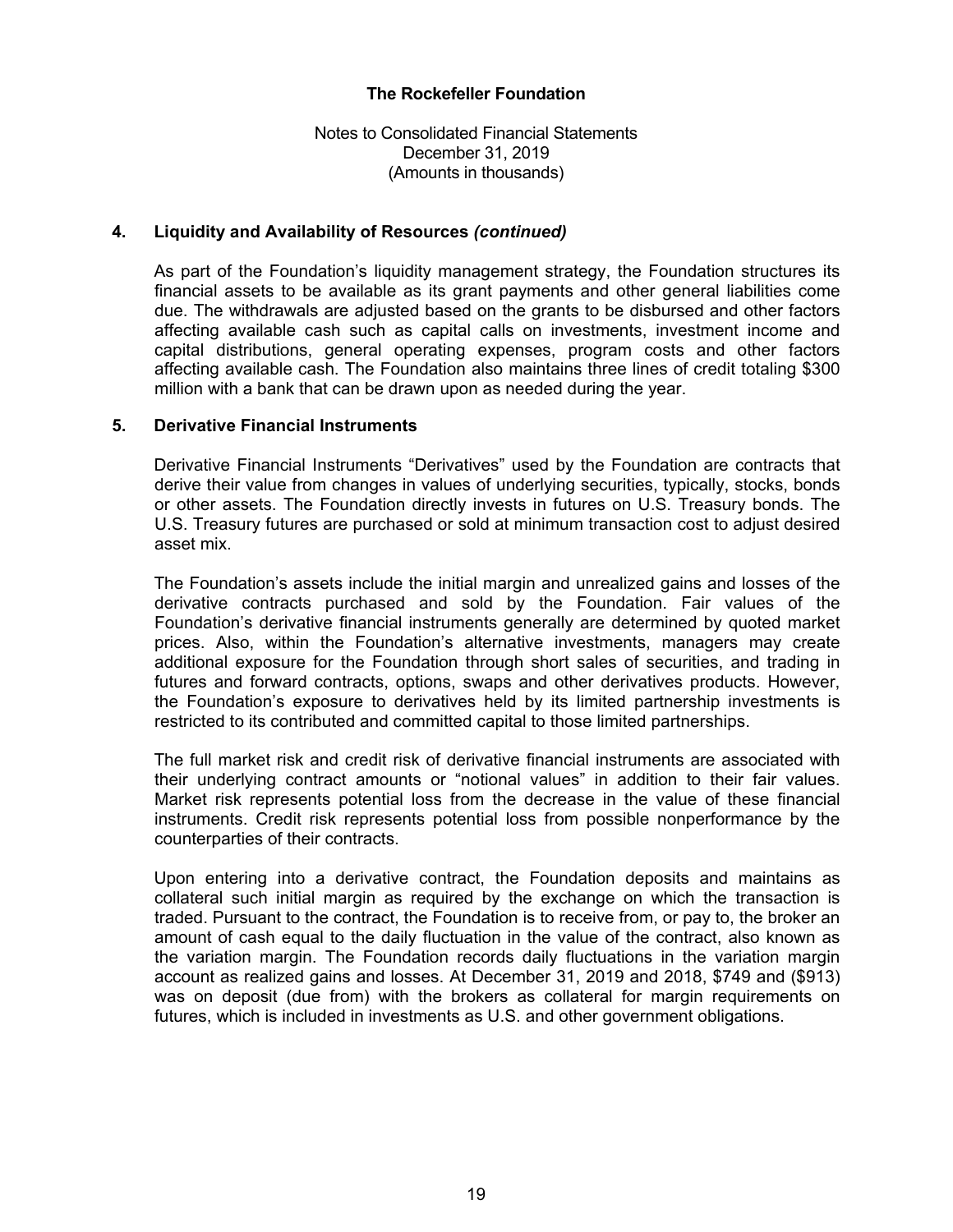## 4. Liquidity and Availability of Resources *(continued)*

As part of the Foundation's liquidity management strategy, the Foundation structures its financial assets to be available as its grant payments and other general liabilities come due. The withdrawals are adjusted based on the grants to be disbursed and other factors affecting available cash such as capital calls on investments, investment income and capital distributions, general operating expenses, program costs and other factors affecting available cash. The Foundation also maintains three lines of credit totaling $300 million with a bank that can be drawn upon as needed during the year.

## 5. Derivative Financial Instruments

Derivative Financial Instruments "Derivatives" used by the Foundation are contracts that derive their value from changes in values of underlying securities, typically, stocks, bonds or other assets. The Foundation directly invests in futures on U.S. Treasury bonds. The U.S. Treasury futures are purchased or sold at minimum transaction cost to adjust desired asset mix.

The Foundation's assets include the initial margin and unrealized gains and losses of the derivative contracts purchased and sold by the Foundation. Fair values of the Foundation's derivative financial instruments generally are determined by quoted market prices. Also, within the Foundation's alternative investments, managers may create additional exposure for the Foundation through short sales of securities, and trading in futures and forward contracts, options, swaps and other derivatives products. However, the Foundation's exposure to derivatives held by its limited partnership investments is restricted to its contributed and committed capital to those limited partnerships.

The full market risk and credit risk of derivative financial instruments are associated with their underlying contract amounts or "notional values" in addition to their fair values. Market risk represents potential loss from the decrease in the value of these financial instruments. Credit risk represents potential loss from possible nonperformance by the counterparties of their contracts.

Upon entering into a derivative contract, the Foundation deposits and maintains as collateral such initial margin as required by the exchange on which the transaction is traded. Pursuant to the contract, the Foundation is to receive from, or pay to, the broker an amount of cash equal to the daily fluctuation in the value of the contract, also known as the variation margin. The Foundation records daily fluctuations in the variation margin account as realized gains and losses. At December 31, 2019 and 2018, $749 and ($913) was on deposit (due from) with the brokers as collateral for margin requirements on futures, which is included in investments as U.S. and other government obligations.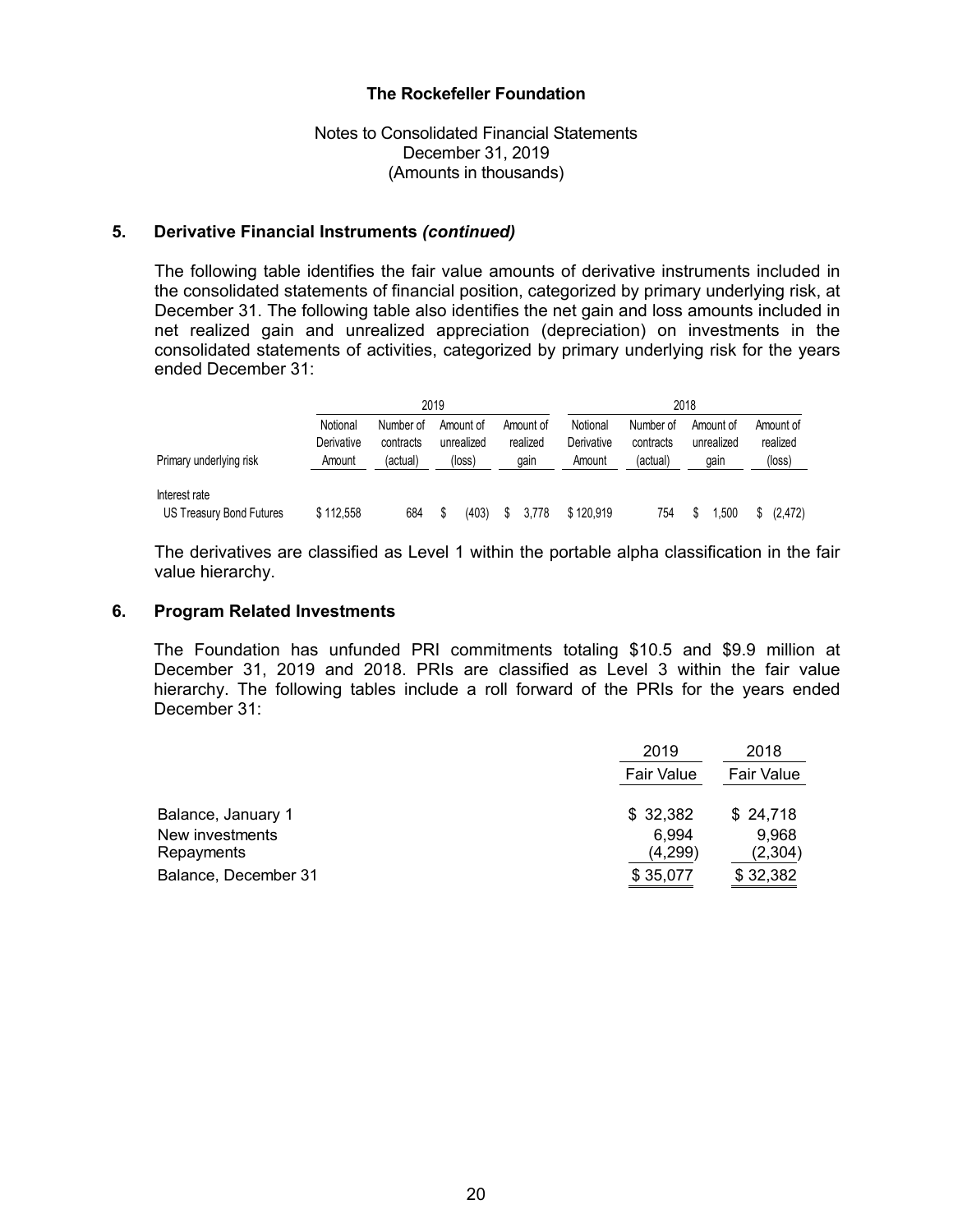**The Rockefeller Foundation**

Notes to Consolidated Financial Statements
December 31, 2019
(Amounts in thousands)

### 5. Derivative Financial Instruments *(continued)*

The following table identifies the fair value amounts of derivative instruments included in the consolidated statements of financial position, categorized by primary underlying risk, at December 31. The following table also identifies the net gain and loss amounts included in net realized gain and unrealized appreciation (depreciation) on investments in the consolidated statements of activities, categorized by primary underlying risk for the years ended December 31:

| | 2019 | | | | 2018 | | | |
|---|---|---|---|---|---|---|---|---|
| Primary underlying risk | Notional Derivative Amount | Number of contracts (actual) | Amount of unrealized (loss) | Amount of realized gain | Notional Derivative Amount | Number of contracts (actual) | Amount of unrealized gain | Amount of realized (loss) |
| Interest rate | | | | | | | | |
| US Treasury Bond Futures | $ 112,558 | 684 | $ (403) | $ 3,778 | $ 120,919 | 754 | $ 1,500 | $ (2,472) |

The derivatives are classified as Level 1 within the portable alpha classification in the fair value hierarchy.

### 6. Program Related Investments

The Foundation has unfunded PRI commitments totaling $10.5 and $9.9 million at December 31, 2019 and 2018. PRIs are classified as Level 3 within the fair value hierarchy. The following tables include a roll forward of the PRIs for the years ended December 31:

| | 2019 | 2018 |
|---|---|---|
| | Fair Value | Fair Value |
| Balance, January 1 | $ 32,382 | $ 24,718 |
| New investments | 6,994 | 9,968 |
| Repayments | (4,299) | (2,304) |
| Balance, December 31 | $ 35,077 | $ 32,382 |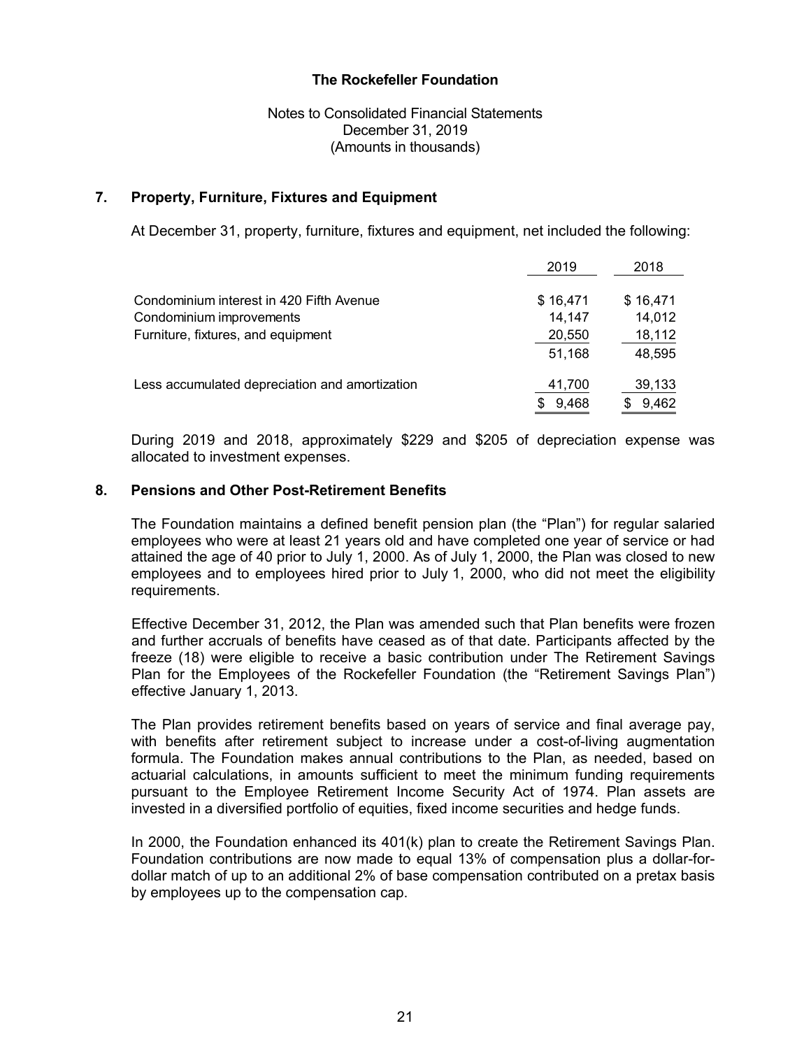# The Rockefeller Foundation

Notes to Consolidated Financial Statements
December 31, 2019
(Amounts in thousands)

## 7. Property, Furniture, Fixtures and Equipment

At December 31, property, furniture, fixtures and equipment, net included the following:

| | 2019 | 2018 |
|---|---|---|
| Condominium interest in 420 Fifth Avenue | $ 16,471 | $ 16,471 |
| Condominium improvements | 14,147 | 14,012 |
| Furniture, fixtures, and equipment | 20,550 | 18,112 |
| | 51,168 | 48,595 |
| Less accumulated depreciation and amortization | 41,700 | 39,133 |
| | $ 9,468 | $ 9,462 |

During 2019 and 2018, approximately $229 and $205 of depreciation expense was allocated to investment expenses.

## 8. Pensions and Other Post-Retirement Benefits

The Foundation maintains a defined benefit pension plan (the "Plan") for regular salaried employees who were at least 21 years old and have completed one year of service or had attained the age of 40 prior to July 1, 2000. As of July 1, 2000, the Plan was closed to new employees and to employees hired prior to July 1, 2000, who did not meet the eligibility requirements.

Effective December 31, 2012, the Plan was amended such that Plan benefits were frozen and further accruals of benefits have ceased as of that date. Participants affected by the freeze (18) were eligible to receive a basic contribution under The Retirement Savings Plan for the Employees of the Rockefeller Foundation (the "Retirement Savings Plan") effective January 1, 2013.

The Plan provides retirement benefits based on years of service and final average pay, with benefits after retirement subject to increase under a cost-of-living augmentation formula. The Foundation makes annual contributions to the Plan, as needed, based on actuarial calculations, in amounts sufficient to meet the minimum funding requirements pursuant to the Employee Retirement Income Security Act of 1974. Plan assets are invested in a diversified portfolio of equities, fixed income securities and hedge funds.

In 2000, the Foundation enhanced its 401(k) plan to create the Retirement Savings Plan. Foundation contributions are now made to equal 13% of compensation plus a dollar-for-dollar match of up to an additional 2% of base compensation contributed on a pretax basis by employees up to the compensation cap.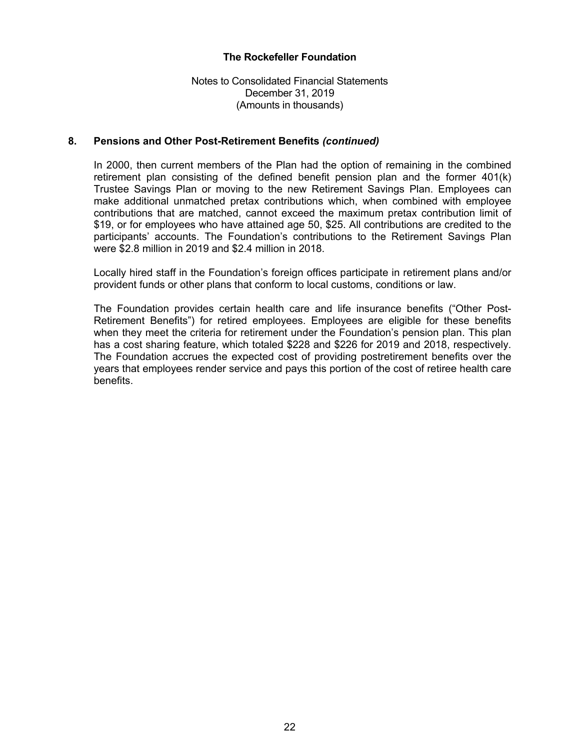## 8. Pensions and Other Post-Retirement Benefits *(continued)*

In 2000, then current members of the Plan had the option of remaining in the combined retirement plan consisting of the defined benefit pension plan and the former 401(k) Trustee Savings Plan or moving to the new Retirement Savings Plan. Employees can make additional unmatched pretax contributions which, when combined with employee contributions that are matched, cannot exceed the maximum pretax contribution limit of $19, or for employees who have attained age 50, $25. All contributions are credited to the participants' accounts. The Foundation's contributions to the Retirement Savings Plan were $2.8 million in 2019 and $2.4 million in 2018.

Locally hired staff in the Foundation's foreign offices participate in retirement plans and/or provident funds or other plans that conform to local customs, conditions or law.

The Foundation provides certain health care and life insurance benefits ("Other Post-Retirement Benefits") for retired employees. Employees are eligible for these benefits when they meet the criteria for retirement under the Foundation's pension plan. This plan has a cost sharing feature, which totaled $228 and $226 for 2019 and 2018, respectively. The Foundation accrues the expected cost of providing postretirement benefits over the years that employees render service and pays this portion of the cost of retiree health care benefits.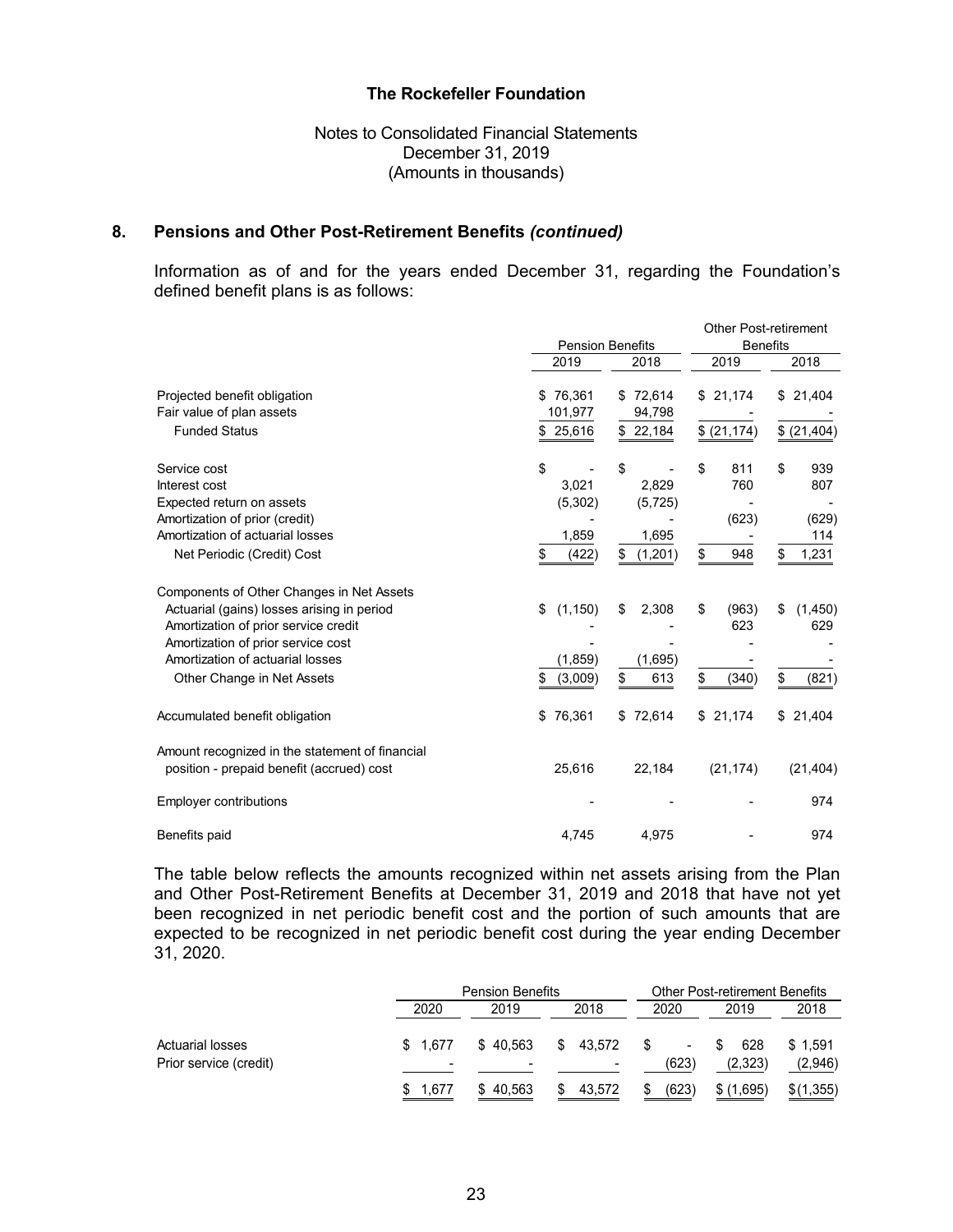## 8. Pensions and Other Post-Retirement Benefits *(continued)*

Information as of and for the years ended December 31, regarding the Foundation's defined benefit plans is as follows:

| | Pension Benefits | | Other Post-retirement Benefits | |
|---|---|---|---|---|
| | 2019 | 2018 | 2019 | 2018 |
| Projected benefit obligation | $ 76,361 | $ 72,614 | $ 21,174 | $ 21,404 |
| Fair value of plan assets | 101,977 | 94,798 | - | - |
| Funded Status | $ 25,616 | $ 22,184 | $ (21,174) | $ (21,404) |
| | | | | |
| Service cost | $ - | $ - | $ 811 | $ 939 |
| Interest cost | 3,021 | 2,829 | 760 | 807 |
| Expected return on assets | (5,302) | (5,725) | - | - |
| Amortization of prior (credit) | - | - | (623) | (629) |
| Amortization of actuarial losses | 1,859 | 1,695 | - | 114 |
| Net Periodic (Credit) Cost | $ (422) | $ (1,201) | $ 948 | $ 1,231 |
| | | | | |
| Components of Other Changes in Net Assets | | | | |
| Actuarial (gains) losses arising in period | $ (1,150) | $ 2,308 | $ (963) | $ (1,450) |
| Amortization of prior service credit | - | - | 623 | 629 |
| Amortization of prior service cost | - | - | - | - |
| Amortization of actuarial losses | (1,859) | (1,695) | - | - |
| Other Change in Net Assets | $ (3,009) | $ 613 | $ (340) | $ (821) |
| | | | | |
| Accumulated benefit obligation | $ 76,361 | $ 72,614 | $ 21,174 | $ 21,404 |
| | | | | |
| Amount recognized in the statement of financial position - prepaid benefit (accrued) cost | 25,616 | 22,184 | (21,174) | (21,404) |
| | | | | |
| Employer contributions | - | - | - | 974 |
| | | | | |
| Benefits paid | 4,745 | 4,975 | - | 974 |

The table below reflects the amounts recognized within net assets arising from the Plan and Other Post-Retirement Benefits at December 31, 2019 and 2018 that have not yet been recognized in net periodic benefit cost and the portion of such amounts that are expected to be recognized in net periodic benefit cost during the year ending December 31, 2020.

| | Pension Benefits | | | Other Post-retirement Benefits | | |
|---|---|---|---|---|---|---|
| | 2020 | 2019 | 2018 | 2020 | 2019 | 2018 |
| Actuarial losses | $ 1,677 | $ 40,563 | $ 43,572 | $ - | $ 628 | $ 1,591 |
| Prior service (credit) | - | - | - | (623) | (2,323) | (2,946) |
| | $ 1,677 | $ 40,563 | $ 43,572 | $ (623) | $ (1,695) | $ (1,355) |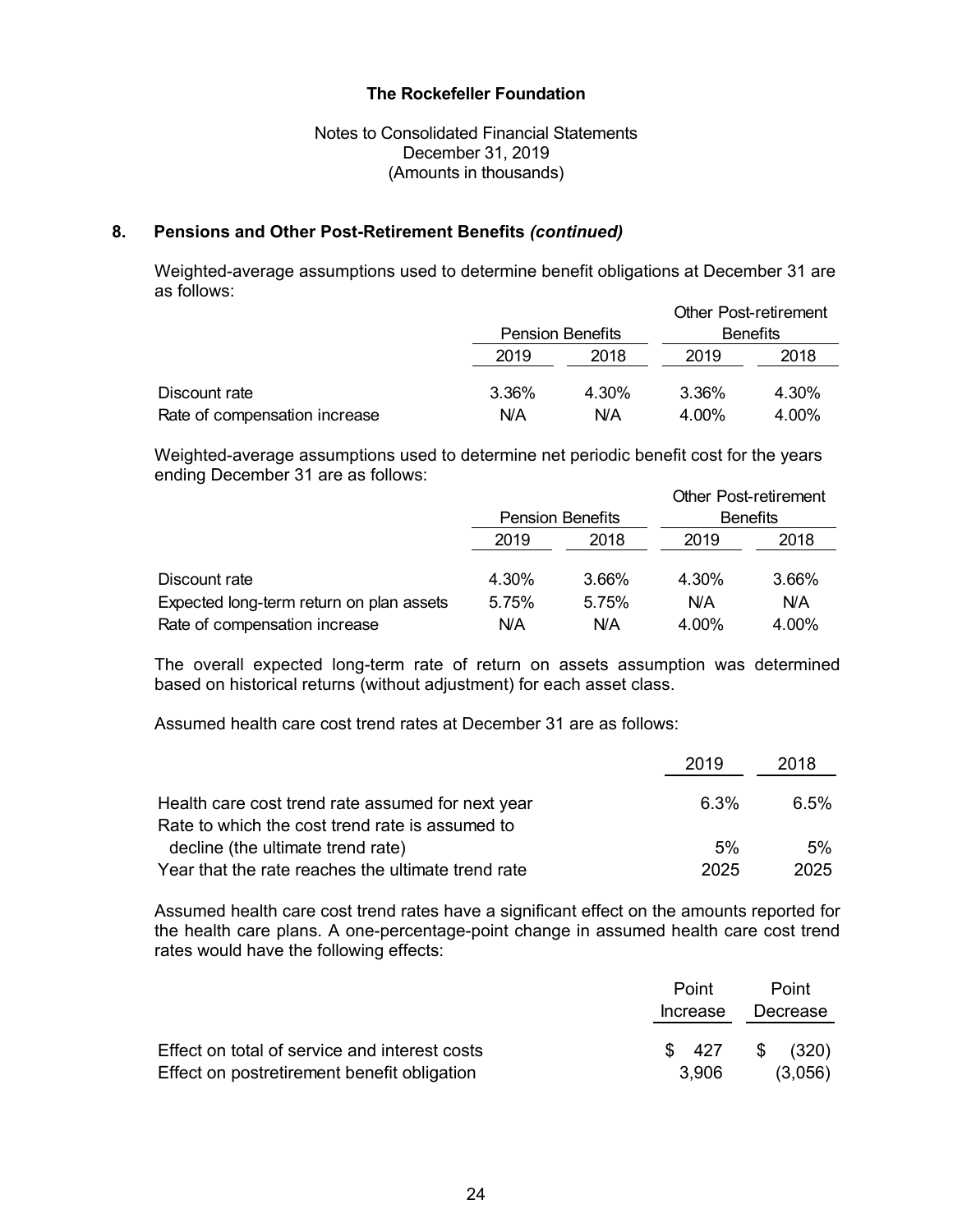## 8. Pensions and Other Post-Retirement Benefits *(continued)*

Weighted-average assumptions used to determine benefit obligations at December 31 are as follows:

| | Pension Benefits | | Other Post-retirement Benefits | |
|---|---|---|---|---|
| | 2019 | 2018 | 2019 | 2018 |
| Discount rate | 3.36% | 4.30% | 3.36% | 4.30% |
| Rate of compensation increase | N/A | N/A | 4.00% | 4.00% |

Weighted-average assumptions used to determine net periodic benefit cost for the years ending December 31 are as follows:

| | Pension Benefits | | Other Post-retirement Benefits | |
|---|---|---|---|---|
| | 2019 | 2018 | 2019 | 2018 |
| Discount rate | 4.30% | 3.66% | 4.30% | 3.66% |
| Expected long-term return on plan assets | 5.75% | 5.75% | N/A | N/A |
| Rate of compensation increase | N/A | N/A | 4.00% | 4.00% |

The overall expected long-term rate of return on assets assumption was determined based on historical returns (without adjustment) for each asset class.

Assumed health care cost trend rates at December 31 are as follows:

| | 2019 | 2018 |
|---|---|---|
| Health care cost trend rate assumed for next year | 6.3% | 6.5% |
| Rate to which the cost trend rate is assumed to decline (the ultimate trend rate) | 5% | 5% |
| Year that the rate reaches the ultimate trend rate | 2025 | 2025 |

Assumed health care cost trend rates have a significant effect on the amounts reported for the health care plans. A one-percentage-point change in assumed health care cost trend rates would have the following effects:

| | Point Increase | Point Decrease |
|---|---|---|
| Effect on total of service and interest costs | $ 427 | $ (320) |
| Effect on postretirement benefit obligation | 3,906 | (3,056) |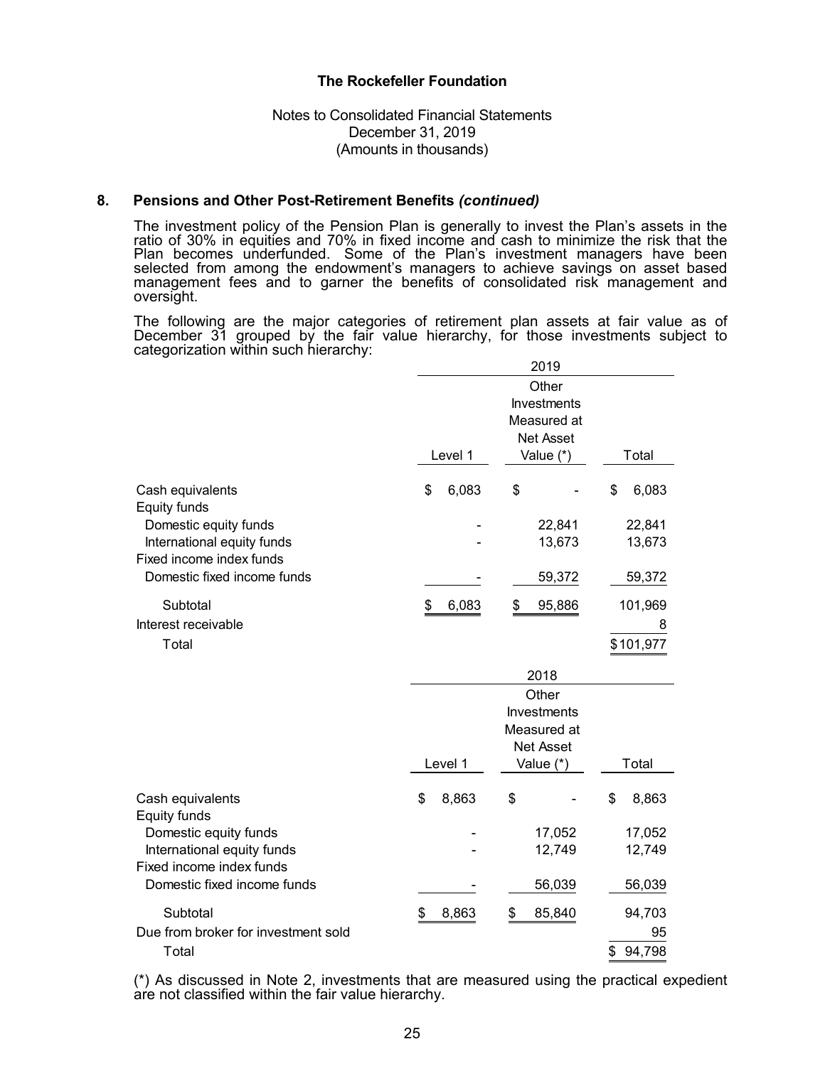## 8. Pensions and Other Post-Retirement Benefits *(continued)*

The investment policy of the Pension Plan is generally to invest the Plan's assets in the ratio of 30% in equities and 70% in fixed income and cash to minimize the risk that the Plan becomes underfunded. Some of the Plan's investment managers have been selected from among the endowment's managers to achieve savings on asset based management fees and to garner the benefits of consolidated risk management and oversight.

The following are the major categories of retirement plan assets at fair value as of December 31 grouped by the fair value hierarchy, for those investments subject to categorization within such hierarchy:

| | 2019 | | |
|---|---|---|---|
| | Level 1 | Other Investments Measured at Net Asset Value (*) | Total |
| Cash equivalents | $ 6,083 | $ - | $ 6,083 |
| Equity funds | | | |
| Domestic equity funds | - | 22,841 | 22,841 |
| International equity funds | - | 13,673 | 13,673 |
| Fixed income index funds | | | |
| Domestic fixed income funds | - | 59,372 | 59,372 |
| Subtotal | $ 6,083 | $ 95,886 | 101,969 |
| Interest receivable | | | 8 |
| Total | | | $ 101,977 |

| | 2018 | | |
|---|---|---|---|
| | Level 1 | Other Investments Measured at Net Asset Value (*) | Total |
| Cash equivalents | $ 8,863 | $ - | $ 8,863 |
| Equity funds | | | |
| Domestic equity funds | - | 17,052 | 17,052 |
| International equity funds | - | 12,749 | 12,749 |
| Fixed income index funds | | | |
| Domestic fixed income funds | - | 56,039 | 56,039 |
| Subtotal | $ 8,863 | $ 85,840 | 94,703 |
| Due from broker for investment sold | | | 95 |
| Total | | | $ 94,798 |

(*) As discussed in Note 2, investments that are measured using the practical expedient are not classified within the fair value hierarchy.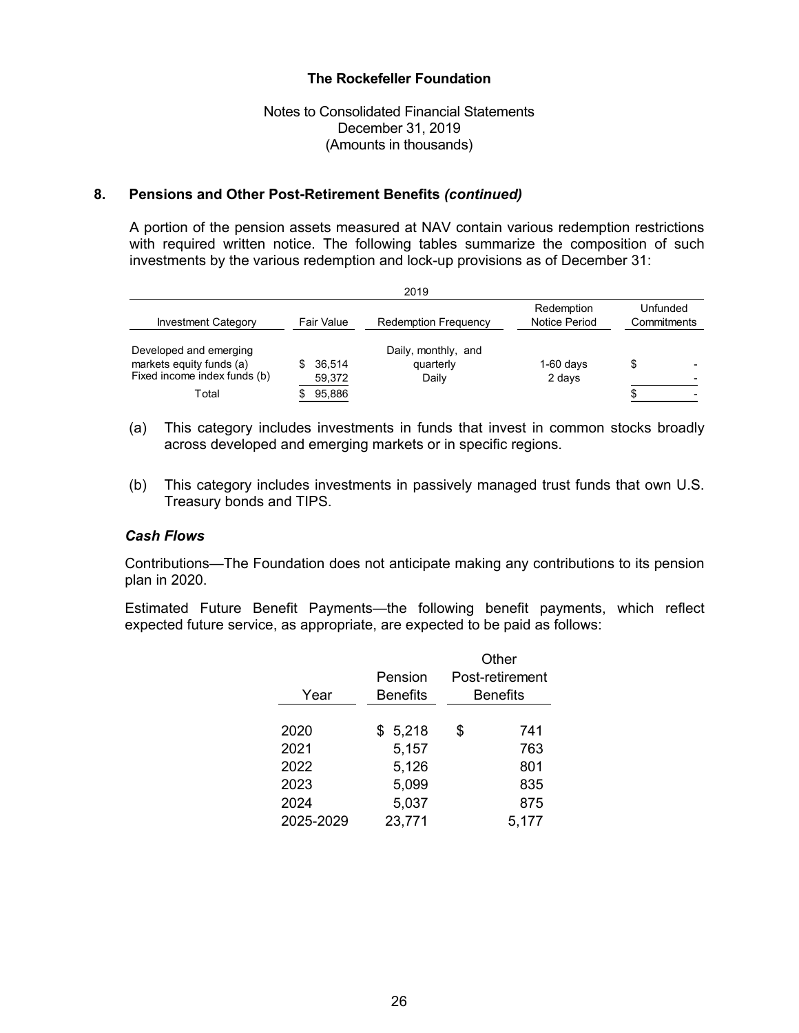**The Rockefeller Foundation**

Notes to Consolidated Financial Statements
December 31, 2019
(Amounts in thousands)

## 8. Pensions and Other Post-Retirement Benefits *(continued)*

A portion of the pension assets measured at NAV contain various redemption restrictions with required written notice. The following tables summarize the composition of such investments by the various redemption and lock-up provisions as of December 31:

| 2019 | | | | |
|---|---|---|---|---|
| Investment Category | Fair Value | Redemption Frequency | Redemption Notice Period | Unfunded Commitments |
| Developed and emerging markets equity funds (a) | $ 36,514 | Daily, monthly, and quarterly | 1-60 days | $ - |
| Fixed income index funds (b) | 59,372 | Daily | 2 days | - |
| Total | $ 95,886 | | | $ - |

(a) This category includes investments in funds that invest in common stocks broadly across developed and emerging markets or in specific regions.

(b) This category includes investments in passively managed trust funds that own U.S. Treasury bonds and TIPS.

### *Cash Flows*

Contributions—The Foundation does not anticipate making any contributions to its pension plan in 2020.

Estimated Future Benefit Payments—the following benefit payments, which reflect expected future service, as appropriate, are expected to be paid as follows:

| Year | Pension Benefits | Other Post-retirement Benefits |
|---|---|---|
| 2020 | $ 5,218 | $ 741 |
| 2021 | 5,157 | 763 |
| 2022 | 5,126 | 801 |
| 2023 | 5,099 | 835 |
| 2024 | 5,037 | 875 |
| 2025-2029 | 23,771 | 5,177 |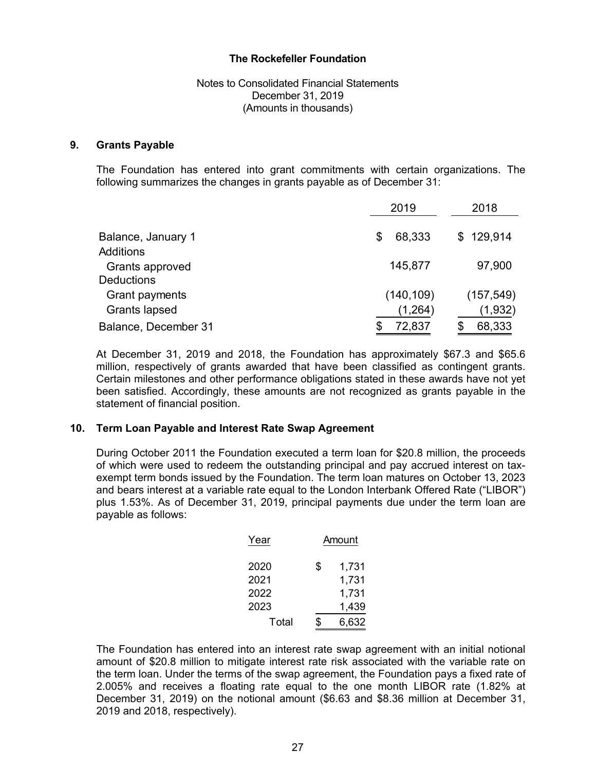# The Rockefeller Foundation

Notes to Consolidated Financial Statements
December 31, 2019
(Amounts in thousands)

## 9. Grants Payable

The Foundation has entered into grant commitments with certain organizations. The following summarizes the changes in grants payable as of December 31:

| | 2019 | 2018 |
|---|---|---|
| Balance, January 1 | $ 68,333 | $ 129,914 |
| Additions | | |
| Grants approved | 145,877 | 97,900 |
| Deductions | | |
| Grant payments | (140,109) | (157,549) |
| Grants lapsed | (1,264) | (1,932) |
| Balance, December 31 | $ 72,837 | $ 68,333 |

At December 31, 2019 and 2018, the Foundation has approximately $67.3 and $65.6 million, respectively of grants awarded that have been classified as contingent grants. Certain milestones and other performance obligations stated in these awards have not yet been satisfied. Accordingly, these amounts are not recognized as grants payable in the statement of financial position.

## 10. Term Loan Payable and Interest Rate Swap Agreement

During October 2011 the Foundation executed a term loan for $20.8 million, the proceeds of which were used to redeem the outstanding principal and pay accrued interest on tax-exempt term bonds issued by the Foundation. The term loan matures on October 13, 2023 and bears interest at a variable rate equal to the London Interbank Offered Rate ("LIBOR") plus 1.53%. As of December 31, 2019, principal payments due under the term loan are payable as follows:

| Year | Amount |
|---|---|
| 2020 | $ 1,731 |
| 2021 | 1,731 |
| 2022 | 1,731 |
| 2023 | 1,439 |
| Total | $ 6,632 |

The Foundation has entered into an interest rate swap agreement with an initial notional amount of $20.8 million to mitigate interest rate risk associated with the variable rate on the term loan. Under the terms of the swap agreement, the Foundation pays a fixed rate of 2.005% and receives a floating rate equal to the one month LIBOR rate (1.82% at December 31, 2019) on the notional amount ($6.63 and $8.36 million at December 31, 2019 and 2018, respectively).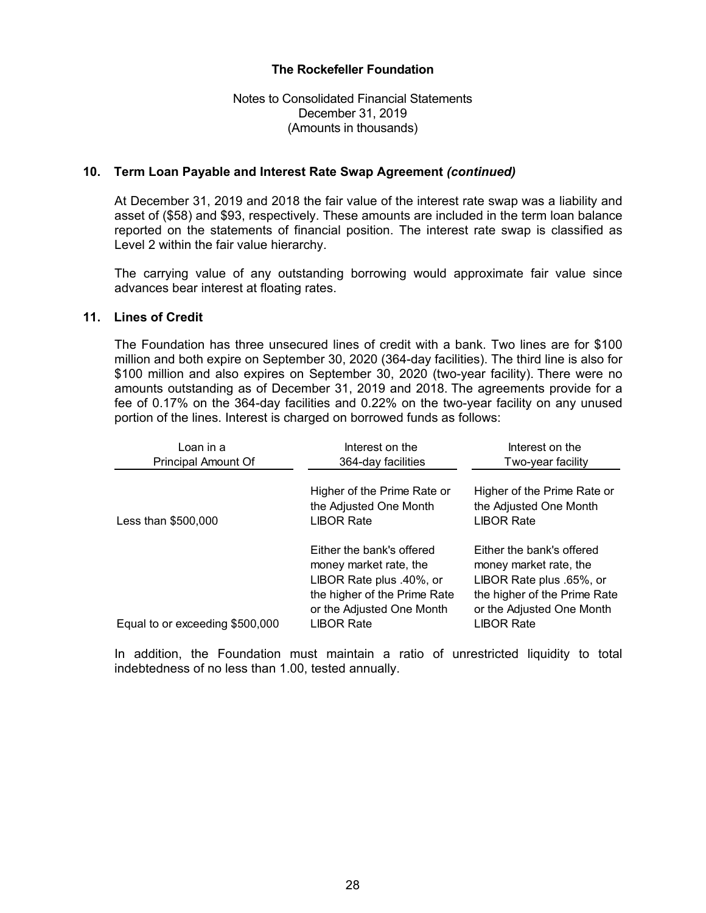## 10. Term Loan Payable and Interest Rate Swap Agreement *(continued)*

At December 31, 2019 and 2018 the fair value of the interest rate swap was a liability and asset of ($58) and $93, respectively. These amounts are included in the term loan balance reported on the statements of financial position. The interest rate swap is classified as Level 2 within the fair value hierarchy.

The carrying value of any outstanding borrowing would approximate fair value since advances bear interest at floating rates.

## 11. Lines of Credit

The Foundation has three unsecured lines of credit with a bank. Two lines are for $100 million and both expire on September 30, 2020 (364-day facilities). The third line is also for $100 million and also expires on September 30, 2020 (two-year facility). There were no amounts outstanding as of December 31, 2019 and 2018. The agreements provide for a fee of 0.17% on the 364-day facilities and 0.22% on the two-year facility on any unused portion of the lines. Interest is charged on borrowed funds as follows:

| Loan in a Principal Amount Of | Interest on the 364-day facilities | Interest on the Two-year facility |
|---|---|---|
| Less than $500,000 | Higher of the Prime Rate or the Adjusted One Month LIBOR Rate | Higher of the Prime Rate or the Adjusted One Month LIBOR Rate |
| Equal to or exceeding $500,000 | Either the bank's offered money market rate, the LIBOR Rate plus .40%, or the higher of the Prime Rate or the Adjusted One Month LIBOR Rate | Either the bank's offered money market rate, the LIBOR Rate plus .65%, or the higher of the Prime Rate or the Adjusted One Month LIBOR Rate |

In addition, the Foundation must maintain a ratio of unrestricted liquidity to total indebtedness of no less than 1.00, tested annually.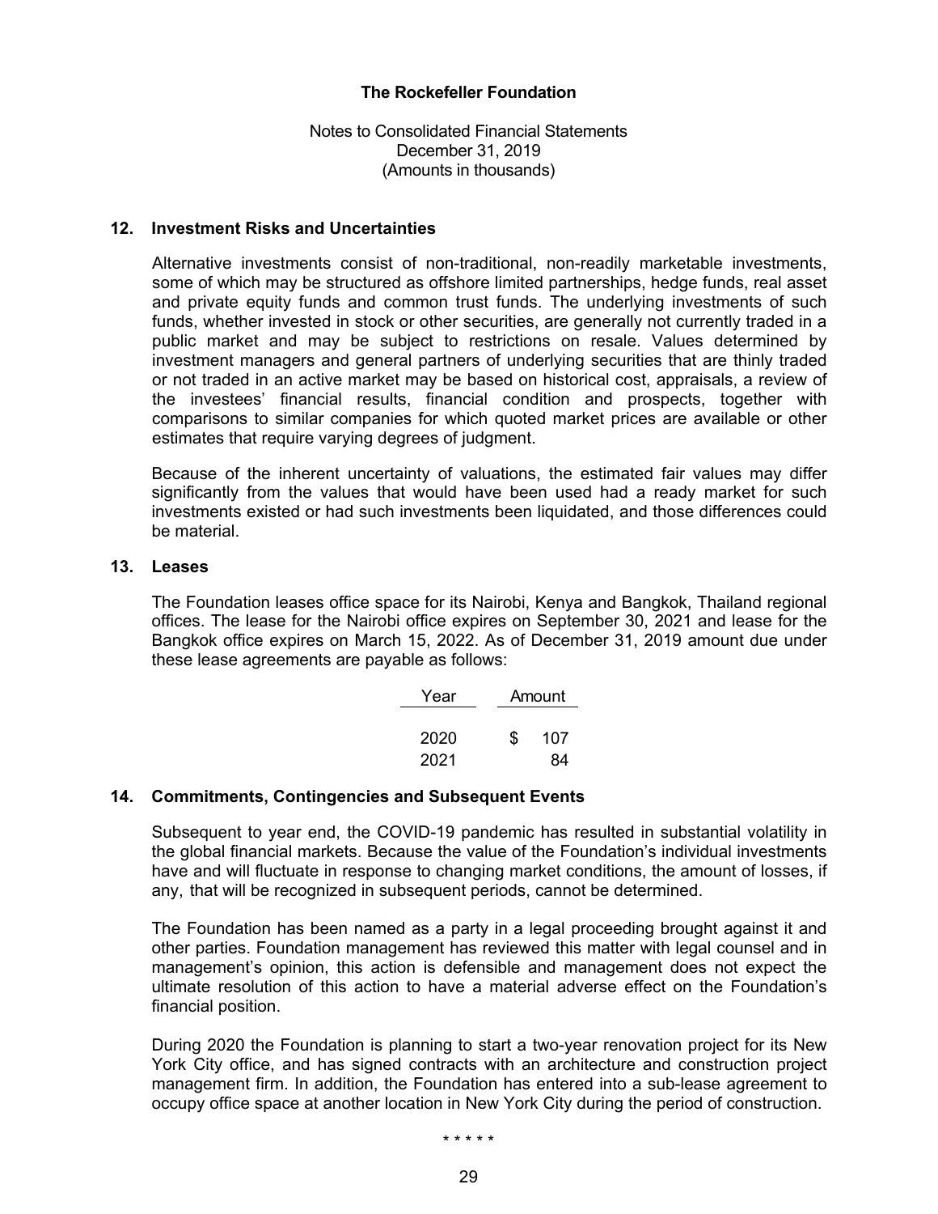The Rockefeller Foundation

Notes to Consolidated Financial Statements
December 31, 2019
(Amounts in thousands)

## 12. Investment Risks and Uncertainties

Alternative investments consist of non-traditional, non-readily marketable investments, some of which may be structured as offshore limited partnerships, hedge funds, real asset and private equity funds and common trust funds. The underlying investments of such funds, whether invested in stock or other securities, are generally not currently traded in a public market and may be subject to restrictions on resale. Values determined by investment managers and general partners of underlying securities that are thinly traded or not traded in an active market may be based on historical cost, appraisals, a review of the investees' financial results, financial condition and prospects, together with comparisons to similar companies for which quoted market prices are available or other estimates that require varying degrees of judgment.

Because of the inherent uncertainty of valuations, the estimated fair values may differ significantly from the values that would have been used had a ready market for such investments existed or had such investments been liquidated, and those differences could be material.

## 13. Leases

The Foundation leases office space for its Nairobi, Kenya and Bangkok, Thailand regional offices. The lease for the Nairobi office expires on September 30, 2021 and lease for the Bangkok office expires on March 15, 2022. As of December 31, 2019 amount due under these lease agreements are payable as follows:

| Year | Amount |
|---|---|
| 2020 | $ 107 |
| 2021 | 84 |

## 14. Commitments, Contingencies and Subsequent Events

Subsequent to year end, the COVID-19 pandemic has resulted in substantial volatility in the global financial markets. Because the value of the Foundation's individual investments have and will fluctuate in response to changing market conditions, the amount of losses, if any, that will be recognized in subsequent periods, cannot be determined.

The Foundation has been named as a party in a legal proceeding brought against it and other parties. Foundation management has reviewed this matter with legal counsel and in management's opinion, this action is defensible and management does not expect the ultimate resolution of this action to have a material adverse effect on the Foundation's financial position.

During 2020 the Foundation is planning to start a two-year renovation project for its New York City office, and has signed contracts with an architecture and construction project management firm. In addition, the Foundation has entered into a sub-lease agreement to occupy office space at another location in New York City during the period of construction.

\* \* \* \* \*